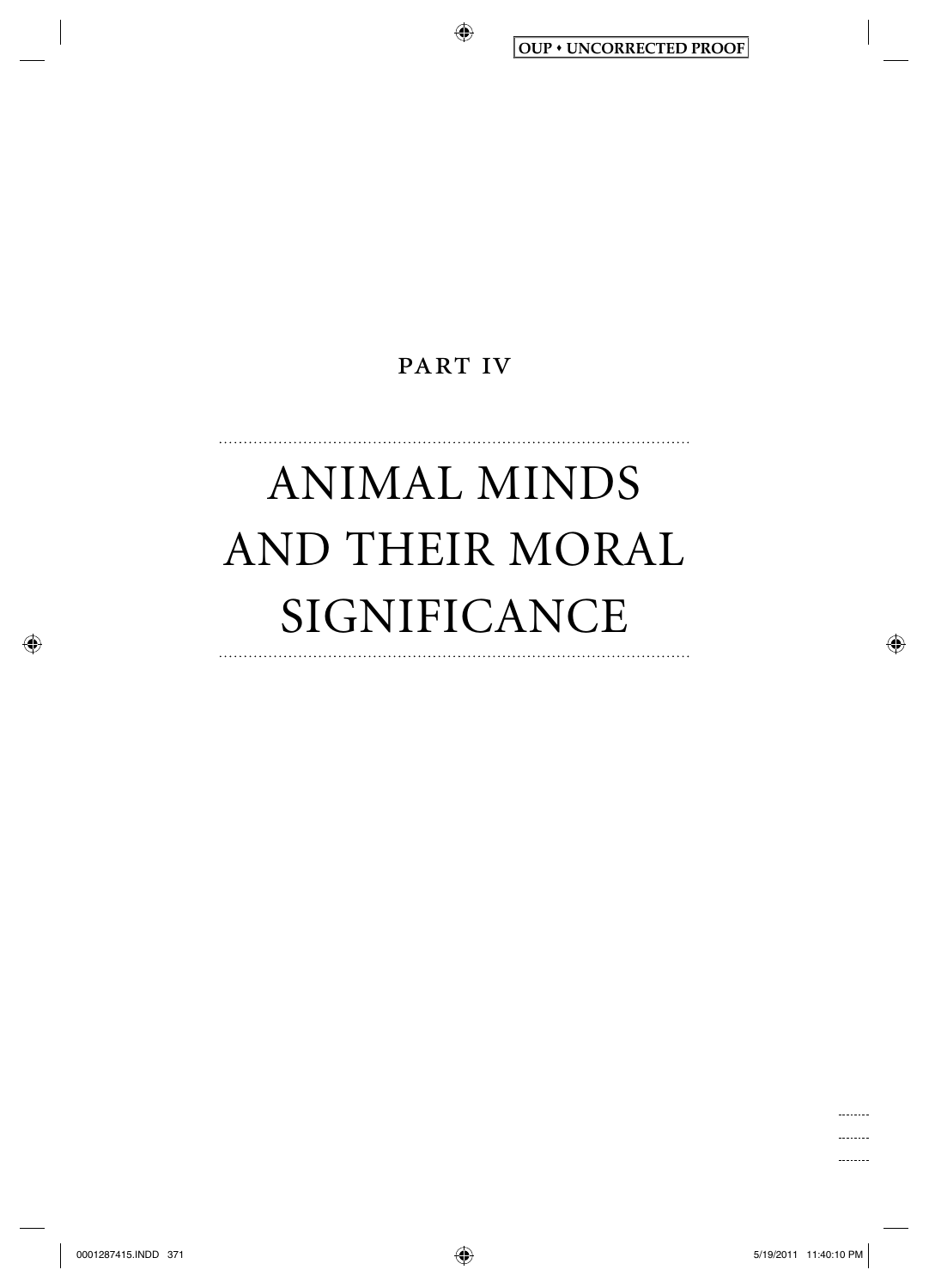PART IV

# ANIMAL MINDS AND THEIR MORAL SIGNIFICANCE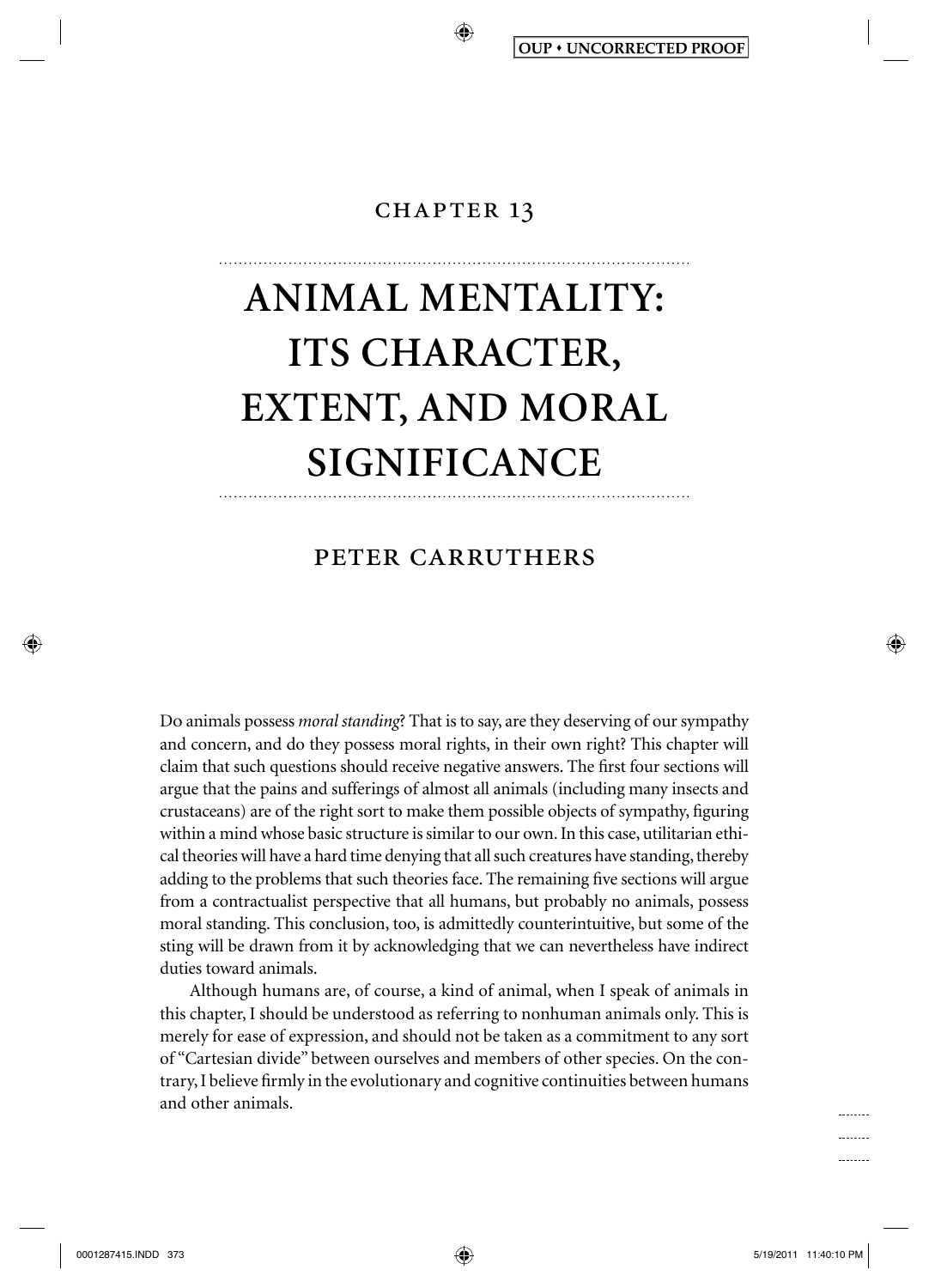CHAPTER 13

# ANIMAL MENTALITY: ITS CHARACTER, EXTENT, AND MORAL SIGNIFICANCE

PETER CARRUTHERS

Do animals possess *moral standing*? That is to say, are they deserving of our sympathy and concern, and do they possess moral rights, in their own right? This chapter will claim that such questions should receive negative answers. The first four sections will argue that the pains and sufferings of almost all animals (including many insects and crustaceans) are of the right sort to make them possible objects of sympathy, figuring within a mind whose basic structure is similar to our own. In this case, utilitarian ethical theories will have a hard time denying that all such creatures have standing, thereby adding to the problems that such theories face. The remaining five sections will argue from a contractualist perspective that all humans, but probably no animals, possess moral standing. This conclusion, too, is admittedly counterintuitive, but some of the sting will be drawn from it by acknowledging that we can nevertheless have indirect duties toward animals.

Although humans are, of course, a kind of animal, when I speak of animals in this chapter, I should be understood as referring to nonhuman animals only. This is merely for ease of expression, and should not be taken as a commitment to any sort of "Cartesian divide" between ourselves and members of other species. On the contrary, I believe firmly in the evolutionary and cognitive continuities between humans and other animals.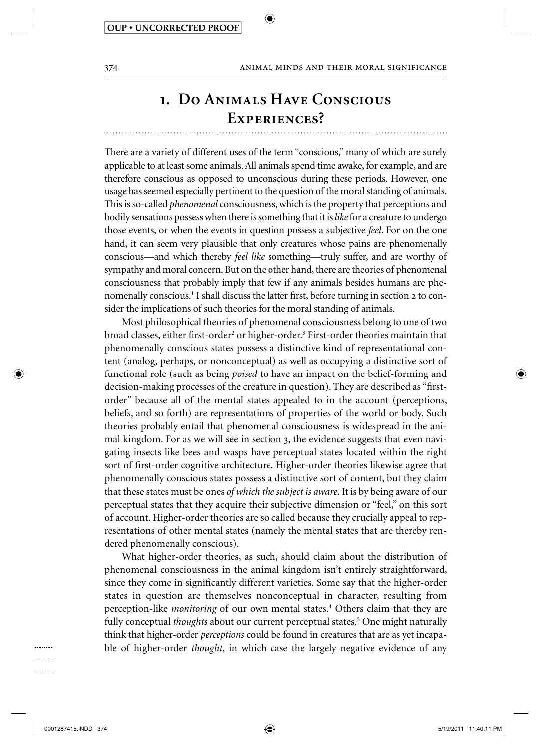## 1. Do Animals Have Conscious Experiences?

There are a variety of different uses of the term "conscious," many of which are surely applicable to at least some animals. All animals spend time awake, for example, and are therefore conscious as opposed to unconscious during these periods. However, one usage has seemed especially pertinent to the question of the moral standing of animals. This is so-called *phenomenal* consciousness, which is the property that perceptions and bodily sensations possess when there is something that it is *like* for a creature to undergo those events, or when the events in question possess a subjective *feel*. For on the one hand, it can seem very plausible that only creatures whose pains are phenomenally conscious—and which thereby *feel like* something—truly suffer, and are worthy of sympathy and moral concern. But on the other hand, there are theories of phenomenal consciousness that probably imply that few if any animals besides humans are phenomenally conscious.[1] I shall discuss the latter first, before turning in section 2 to consider the implications of such theories for the moral standing of animals.

Most philosophical theories of phenomenal consciousness belong to one of two broad classes, either first-order[2] or higher-order.[3] First-order theories maintain that phenomenally conscious states possess a distinctive kind of representational content (analog, perhaps, or nonconceptual) as well as occupying a distinctive sort of functional role (such as being *poised* to have an impact on the belief-forming and decision-making processes of the creature in question). They are described as "first-order" because all of the mental states appealed to in the account (perceptions, beliefs, and so forth) are representations of properties of the world or body. Such theories probably entail that phenomenal consciousness is widespread in the animal kingdom. For as we will see in section 3, the evidence suggests that even navigating insects like bees and wasps have perceptual states located within the right sort of first-order cognitive architecture. Higher-order theories likewise agree that phenomenally conscious states possess a distinctive sort of content, but they claim that these states must be ones *of which the subject is aware*. It is by being aware of our perceptual states that they acquire their subjective dimension or "feel," on this sort of account. Higher-order theories are so called because they crucially appeal to representations of other mental states (namely the mental states that are thereby rendered phenomenally conscious).

What higher-order theories, as such, should claim about the distribution of phenomenal consciousness in the animal kingdom isn't entirely straightforward, since they come in significantly different varieties. Some say that the higher-order states in question are themselves nonconceptual in character, resulting from perception-like *monitoring* of our own mental states.[4] Others claim that they are fully conceptual *thoughts* about our current perceptual states.[5] One might naturally think that higher-order *perceptions* could be found in creatures that are as yet incapable of higher-order *thought*, in which case the largely negative evidence of any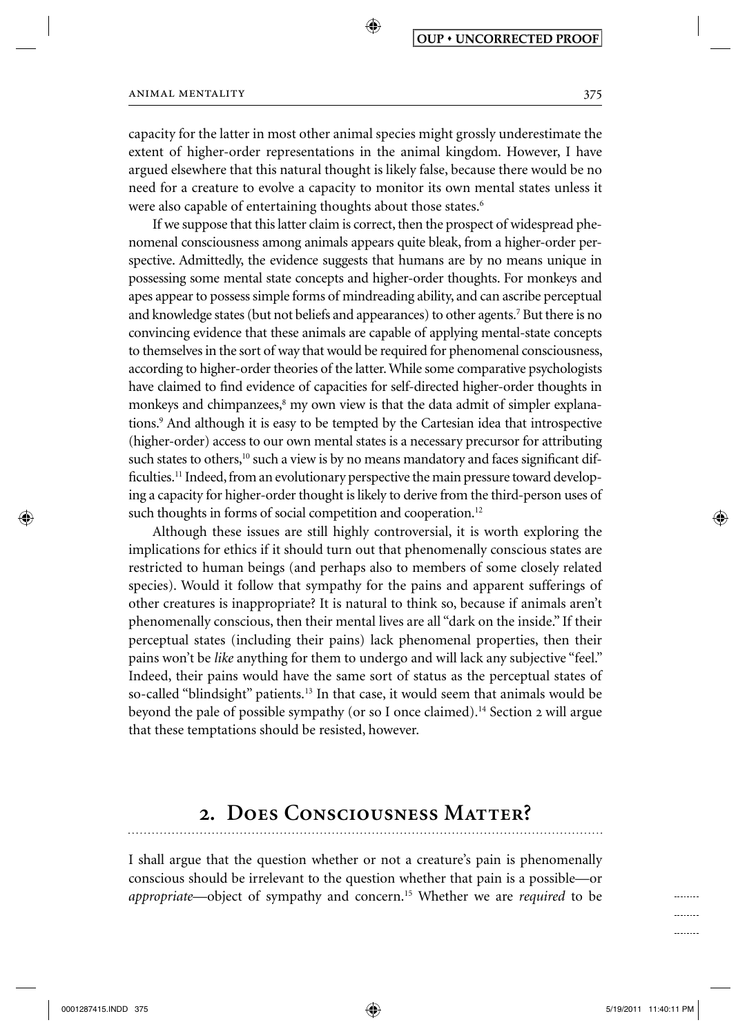capacity for the latter in most other animal species might grossly underestimate the extent of higher-order representations in the animal kingdom. However, I have argued elsewhere that this natural thought is likely false, because there would be no need for a creature to evolve a capacity to monitor its own mental states unless it were also capable of entertaining thoughts about those states.[6]

If we suppose that this latter claim is correct, then the prospect of widespread phenomenal consciousness among animals appears quite bleak, from a higher-order perspective. Admittedly, the evidence suggests that humans are by no means unique in possessing some mental state concepts and higher-order thoughts. For monkeys and apes appear to possess simple forms of mindreading ability, and can ascribe perceptual and knowledge states (but not beliefs and appearances) to other agents.[7] But there is no convincing evidence that these animals are capable of applying mental-state concepts to themselves in the sort of way that would be required for phenomenal consciousness, according to higher-order theories of the latter. While some comparative psychologists have claimed to find evidence of capacities for self-directed higher-order thoughts in monkeys and chimpanzees,[8] my own view is that the data admit of simpler explanations.[9] And although it is easy to be tempted by the Cartesian idea that introspective (higher-order) access to our own mental states is a necessary precursor for attributing such states to others,[10] such a view is by no means mandatory and faces significant difficulties.[11] Indeed, from an evolutionary perspective the main pressure toward developing a capacity for higher-order thought is likely to derive from the third-person uses of such thoughts in forms of social competition and cooperation.[12]

Although these issues are still highly controversial, it is worth exploring the implications for ethics if it should turn out that phenomenally conscious states are restricted to human beings (and perhaps also to members of some closely related species). Would it follow that sympathy for the pains and apparent sufferings of other creatures is inappropriate? It is natural to think so, because if animals aren't phenomenally conscious, then their mental lives are all "dark on the inside." If their perceptual states (including their pains) lack phenomenal properties, then their pains won't be *like* anything for them to undergo and will lack any subjective "feel." Indeed, their pains would have the same sort of status as the perceptual states of so-called "blindsight" patients.[13] In that case, it would seem that animals would be beyond the pale of possible sympathy (or so I once claimed).[14] Section 2 will argue that these temptations should be resisted, however.

## 2. Does Consciousness Matter?

I shall argue that the question whether or not a creature's pain is phenomenally conscious should be irrelevant to the question whether that pain is a possible—or *appropriate*—object of sympathy and concern.[15] Whether we are *required* to be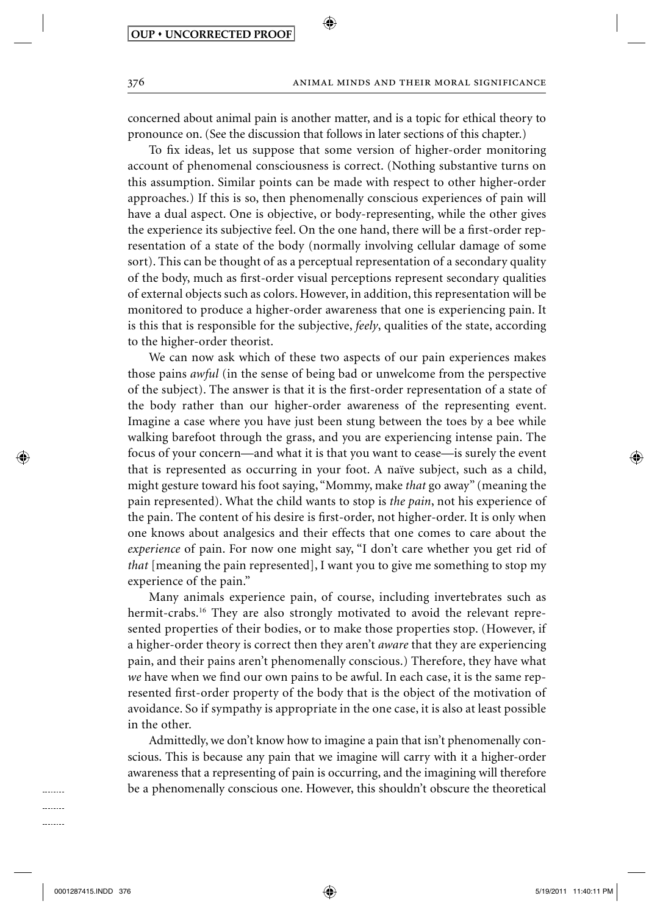concerned about animal pain is another matter, and is a topic for ethical theory to pronounce on. (See the discussion that follows in later sections of this chapter.)

To fix ideas, let us suppose that some version of higher-order monitoring account of phenomenal consciousness is correct. (Nothing substantive turns on this assumption. Similar points can be made with respect to other higher-order approaches.) If this is so, then phenomenally conscious experiences of pain will have a dual aspect. One is objective, or body-representing, while the other gives the experience its subjective feel. On the one hand, there will be a first-order representation of a state of the body (normally involving cellular damage of some sort). This can be thought of as a perceptual representation of a secondary quality of the body, much as first-order visual perceptions represent secondary qualities of external objects such as colors. However, in addition, this representation will be monitored to produce a higher-order awareness that one is experiencing pain. It is this that is responsible for the subjective, *feely*, qualities of the state, according to the higher-order theorist.

We can now ask which of these two aspects of our pain experiences makes those pains *awful* (in the sense of being bad or unwelcome from the perspective of the subject). The answer is that it is the first-order representation of a state of the body rather than our higher-order awareness of the representing event. Imagine a case where you have just been stung between the toes by a bee while walking barefoot through the grass, and you are experiencing intense pain. The focus of your concern—and what it is that you want to cease—is surely the event that is represented as occurring in your foot. A naïve subject, such as a child, might gesture toward his foot saying, "Mommy, make *that* go away" (meaning the pain represented). What the child wants to stop is *the pain*, not his experience of the pain. The content of his desire is first-order, not higher-order. It is only when one knows about analgesics and their effects that one comes to care about the *experience* of pain. For now one might say, "I don't care whether you get rid of *that* [meaning the pain represented], I want you to give me something to stop my experience of the pain."

Many animals experience pain, of course, including invertebrates such as hermit-crabs.[16] They are also strongly motivated to avoid the relevant represented properties of their bodies, or to make those properties stop. (However, if a higher-order theory is correct then they aren't *aware* that they are experiencing pain, and their pains aren't phenomenally conscious.) Therefore, they have what *we* have when we find our own pains to be awful. In each case, it is the same represented first-order property of the body that is the object of the motivation of avoidance. So if sympathy is appropriate in the one case, it is also at least possible in the other.

Admittedly, we don't know how to imagine a pain that isn't phenomenally conscious. This is because any pain that we imagine will carry with it a higher-order awareness that a representing of pain is occurring, and the imagining will therefore be a phenomenally conscious one. However, this shouldn't obscure the theoretical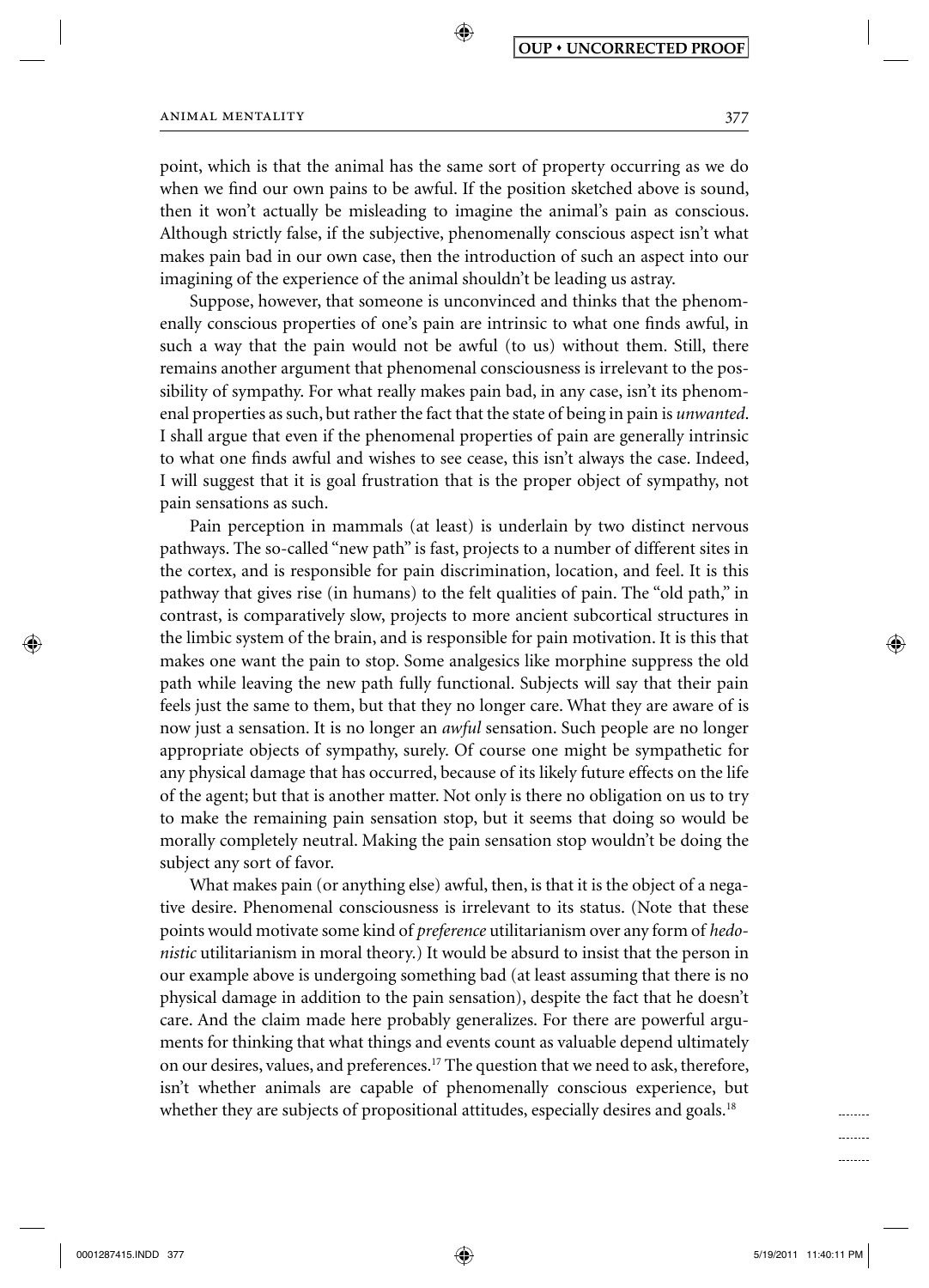point, which is that the animal has the same sort of property occurring as we do when we find our own pains to be awful. If the position sketched above is sound, then it won't actually be misleading to imagine the animal's pain as conscious. Although strictly false, if the subjective, phenomenally conscious aspect isn't what makes pain bad in our own case, then the introduction of such an aspect into our imagining of the experience of the animal shouldn't be leading us astray.

Suppose, however, that someone is unconvinced and thinks that the phenomenally conscious properties of one's pain are intrinsic to what one finds awful, in such a way that the pain would not be awful (to us) without them. Still, there remains another argument that phenomenal consciousness is irrelevant to the possibility of sympathy. For what really makes pain bad, in any case, isn't its phenomenal properties as such, but rather the fact that the state of being in pain is *unwanted*. I shall argue that even if the phenomenal properties of pain are generally intrinsic to what one finds awful and wishes to see cease, this isn't always the case. Indeed, I will suggest that it is goal frustration that is the proper object of sympathy, not pain sensations as such.

Pain perception in mammals (at least) is underlain by two distinct nervous pathways. The so-called "new path" is fast, projects to a number of different sites in the cortex, and is responsible for pain discrimination, location, and feel. It is this pathway that gives rise (in humans) to the felt qualities of pain. The "old path," in contrast, is comparatively slow, projects to more ancient subcortical structures in the limbic system of the brain, and is responsible for pain motivation. It is this that makes one want the pain to stop. Some analgesics like morphine suppress the old path while leaving the new path fully functional. Subjects will say that their pain feels just the same to them, but that they no longer care. What they are aware of is now just a sensation. It is no longer an *awful* sensation. Such people are no longer appropriate objects of sympathy, surely. Of course one might be sympathetic for any physical damage that has occurred, because of its likely future effects on the life of the agent; but that is another matter. Not only is there no obligation on us to try to make the remaining pain sensation stop, but it seems that doing so would be morally completely neutral. Making the pain sensation stop wouldn't be doing the subject any sort of favor.

What makes pain (or anything else) awful, then, is that it is the object of a negative desire. Phenomenal consciousness is irrelevant to its status. (Note that these points would motivate some kind of *preference* utilitarianism over any form of *hedonistic* utilitarianism in moral theory.) It would be absurd to insist that the person in our example above is undergoing something bad (at least assuming that there is no physical damage in addition to the pain sensation), despite the fact that he doesn't care. And the claim made here probably generalizes. For there are powerful arguments for thinking that what things and events count as valuable depend ultimately on our desires, values, and preferences.[17] The question that we need to ask, therefore, isn't whether animals are capable of phenomenally conscious experience, but whether they are subjects of propositional attitudes, especially desires and goals.[18]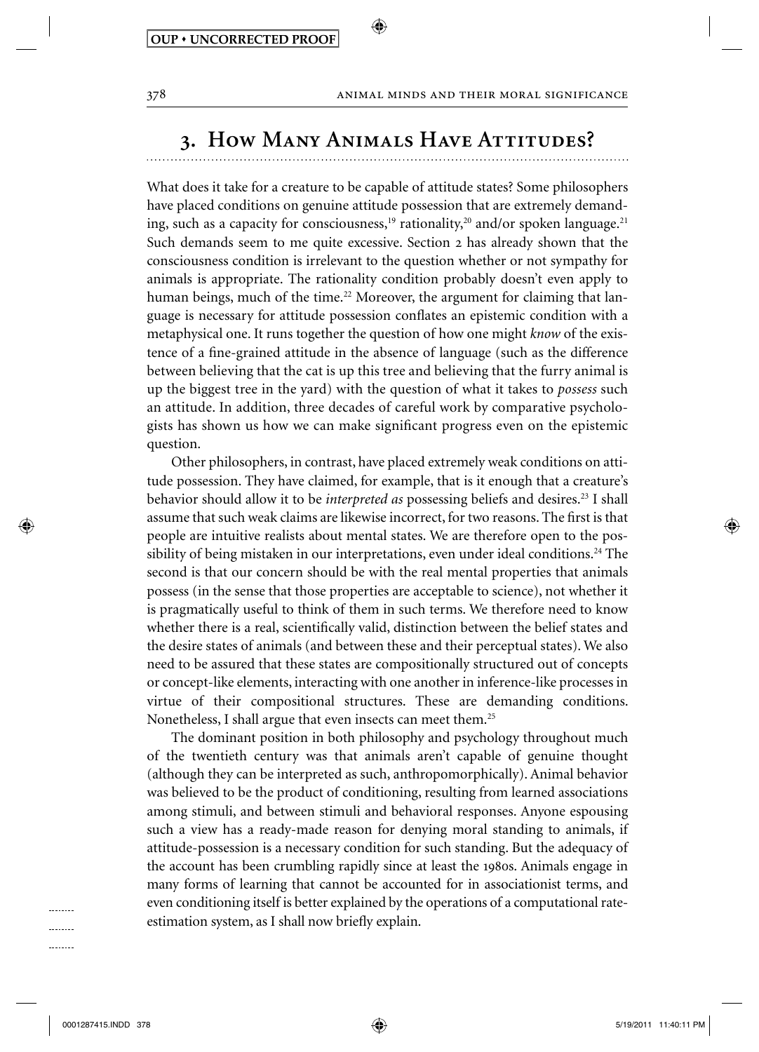## 3. How Many Animals Have Attitudes?

What does it take for a creature to be capable of attitude states? Some philosophers have placed conditions on genuine attitude possession that are extremely demanding, such as a capacity for consciousness,[19] rationality,[20] and/or spoken language.[21] Such demands seem to me quite excessive. Section 2 has already shown that the consciousness condition is irrelevant to the question whether or not sympathy for animals is appropriate. The rationality condition probably doesn't even apply to human beings, much of the time.[22] Moreover, the argument for claiming that language is necessary for attitude possession conflates an epistemic condition with a metaphysical one. It runs together the question of how one might *know* of the existence of a fine-grained attitude in the absence of language (such as the difference between believing that the cat is up this tree and believing that the furry animal is up the biggest tree in the yard) with the question of what it takes to *possess* such an attitude. In addition, three decades of careful work by comparative psychologists has shown us how we can make significant progress even on the epistemic question.

Other philosophers, in contrast, have placed extremely weak conditions on attitude possession. They have claimed, for example, that is it enough that a creature's behavior should allow it to be *interpreted as* possessing beliefs and desires.[23] I shall assume that such weak claims are likewise incorrect, for two reasons. The first is that people are intuitive realists about mental states. We are therefore open to the possibility of being mistaken in our interpretations, even under ideal conditions.[24] The second is that our concern should be with the real mental properties that animals possess (in the sense that those properties are acceptable to science), not whether it is pragmatically useful to think of them in such terms. We therefore need to know whether there is a real, scientifically valid, distinction between the belief states and the desire states of animals (and between these and their perceptual states). We also need to be assured that these states are compositionally structured out of concepts or concept-like elements, interacting with one another in inference-like processes in virtue of their compositional structures. These are demanding conditions. Nonetheless, I shall argue that even insects can meet them.[25]

The dominant position in both philosophy and psychology throughout much of the twentieth century was that animals aren't capable of genuine thought (although they can be interpreted as such, anthropomorphically). Animal behavior was believed to be the product of conditioning, resulting from learned associations among stimuli, and between stimuli and behavioral responses. Anyone espousing such a view has a ready-made reason for denying moral standing to animals, if attitude-possession is a necessary condition for such standing. But the adequacy of the account has been crumbling rapidly since at least the 1980s. Animals engage in many forms of learning that cannot be accounted for in associationist terms, and even conditioning itself is better explained by the operations of a computational rate-estimation system, as I shall now briefly explain.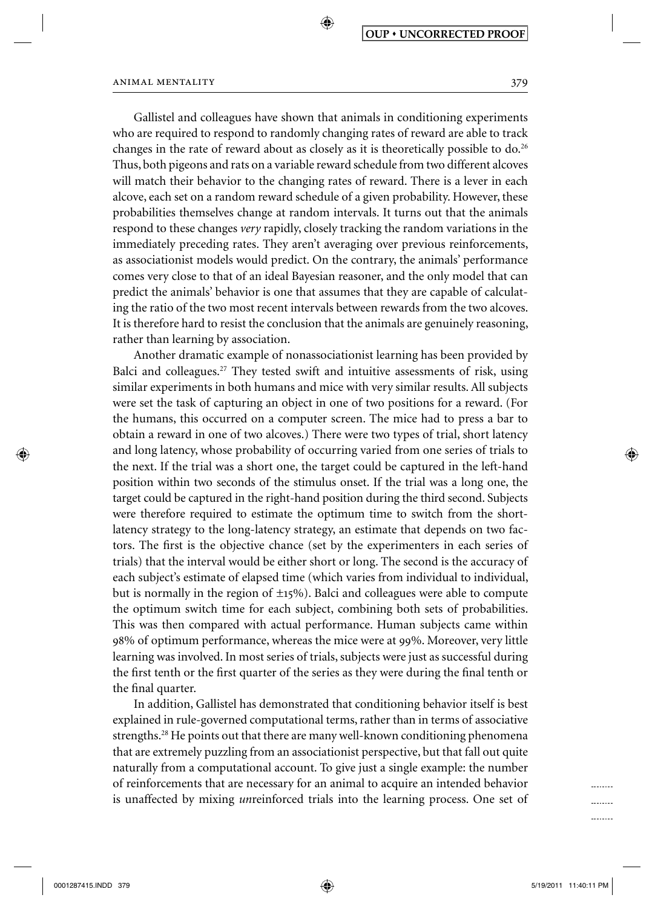Gallistel and colleagues have shown that animals in conditioning experiments who are required to respond to randomly changing rates of reward are able to track changes in the rate of reward about as closely as it is theoretically possible to do.[26] Thus, both pigeons and rats on a variable reward schedule from two different alcoves will match their behavior to the changing rates of reward. There is a lever in each alcove, each set on a random reward schedule of a given probability. However, these probabilities themselves change at random intervals. It turns out that the animals respond to these changes *very* rapidly, closely tracking the random variations in the immediately preceding rates. They aren't averaging over previous reinforcements, as associationist models would predict. On the contrary, the animals' performance comes very close to that of an ideal Bayesian reasoner, and the only model that can predict the animals' behavior is one that assumes that they are capable of calculating the ratio of the two most recent intervals between rewards from the two alcoves. It is therefore hard to resist the conclusion that the animals are genuinely reasoning, rather than learning by association.

Another dramatic example of nonassociationist learning has been provided by Balci and colleagues.[27] They tested swift and intuitive assessments of risk, using similar experiments in both humans and mice with very similar results. All subjects were set the task of capturing an object in one of two positions for a reward. (For the humans, this occurred on a computer screen. The mice had to press a bar to obtain a reward in one of two alcoves.) There were two types of trial, short latency and long latency, whose probability of occurring varied from one series of trials to the next. If the trial was a short one, the target could be captured in the left-hand position within two seconds of the stimulus onset. If the trial was a long one, the target could be captured in the right-hand position during the third second. Subjects were therefore required to estimate the optimum time to switch from the short-latency strategy to the long-latency strategy, an estimate that depends on two factors. The first is the objective chance (set by the experimenters in each series of trials) that the interval would be either short or long. The second is the accuracy of each subject's estimate of elapsed time (which varies from individual to individual, but is normally in the region of ±15%). Balci and colleagues were able to compute the optimum switch time for each subject, combining both sets of probabilities. This was then compared with actual performance. Human subjects came within 98% of optimum performance, whereas the mice were at 99%. Moreover, very little learning was involved. In most series of trials, subjects were just as successful during the first tenth or the first quarter of the series as they were during the final tenth or the final quarter.

In addition, Gallistel has demonstrated that conditioning behavior itself is best explained in rule-governed computational terms, rather than in terms of associative strengths.[28] He points out that there are many well-known conditioning phenomena that are extremely puzzling from an associationist perspective, but that fall out quite naturally from a computational account. To give just a single example: the number of reinforcements that are necessary for an animal to acquire an intended behavior is unaffected by mixing *un*reinforced trials into the learning process. One set of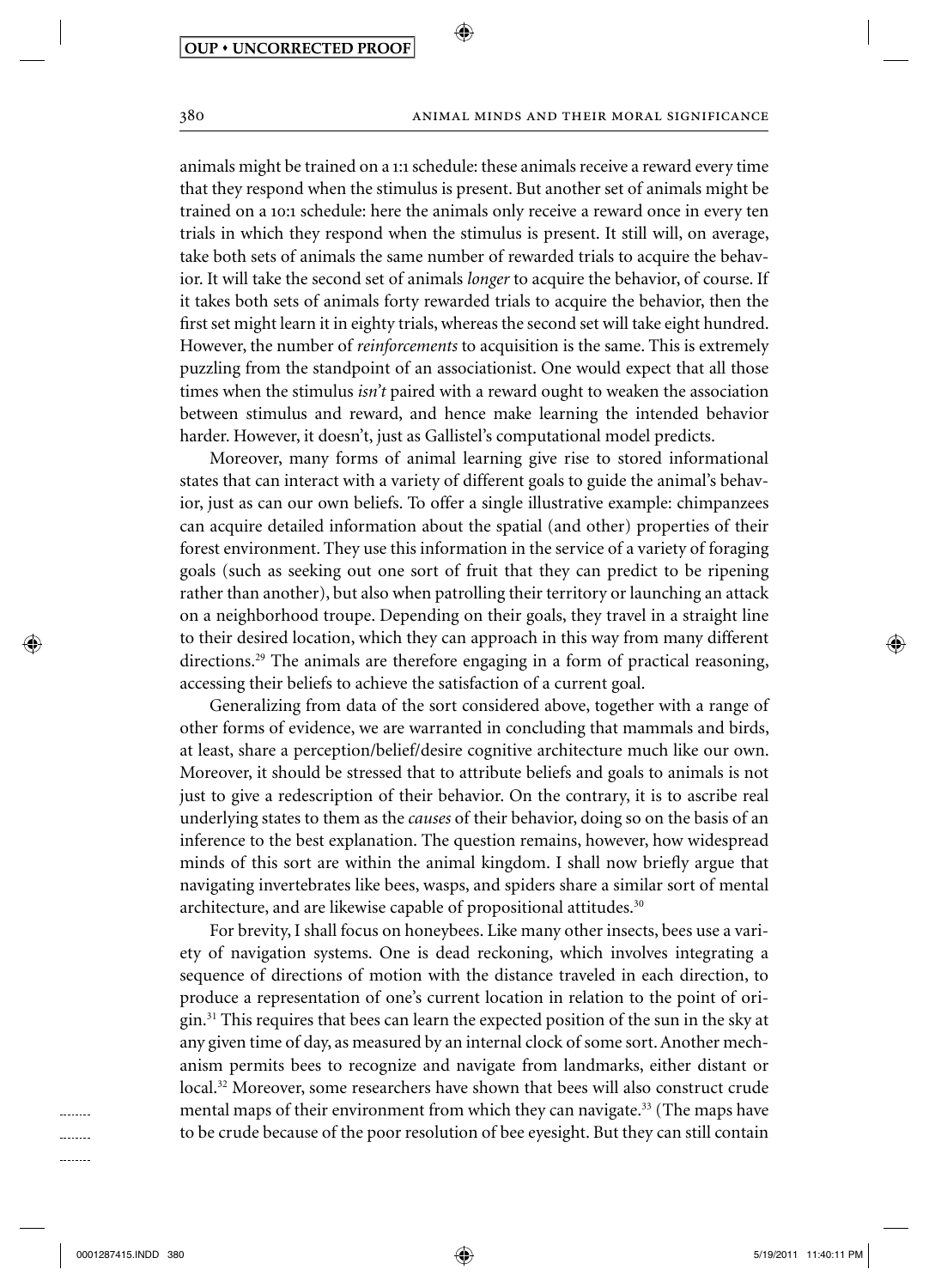animals might be trained on a 1:1 schedule: these animals receive a reward every time that they respond when the stimulus is present. But another set of animals might be trained on a 10:1 schedule: here the animals only receive a reward once in every ten trials in which they respond when the stimulus is present. It still will, on average, take both sets of animals the same number of rewarded trials to acquire the behavior. It will take the second set of animals *longer* to acquire the behavior, of course. If it takes both sets of animals forty rewarded trials to acquire the behavior, then the first set might learn it in eighty trials, whereas the second set will take eight hundred. However, the number of *reinforcements* to acquisition is the same. This is extremely puzzling from the standpoint of an associationist. One would expect that all those times when the stimulus *isn't* paired with a reward ought to weaken the association between stimulus and reward, and hence make learning the intended behavior harder. However, it doesn't, just as Gallistel's computational model predicts.

Moreover, many forms of animal learning give rise to stored informational states that can interact with a variety of different goals to guide the animal's behavior, just as can our own beliefs. To offer a single illustrative example: chimpanzees can acquire detailed information about the spatial (and other) properties of their forest environment. They use this information in the service of a variety of foraging goals (such as seeking out one sort of fruit that they can predict to be ripening rather than another), but also when patrolling their territory or launching an attack on a neighborhood troupe. Depending on their goals, they travel in a straight line to their desired location, which they can approach in this way from many different directions.[29] The animals are therefore engaging in a form of practical reasoning, accessing their beliefs to achieve the satisfaction of a current goal.

Generalizing from data of the sort considered above, together with a range of other forms of evidence, we are warranted in concluding that mammals and birds, at least, share a perception/belief/desire cognitive architecture much like our own. Moreover, it should be stressed that to attribute beliefs and goals to animals is not just to give a redescription of their behavior. On the contrary, it is to ascribe real underlying states to them as the *causes* of their behavior, doing so on the basis of an inference to the best explanation. The question remains, however, how widespread minds of this sort are within the animal kingdom. I shall now briefly argue that navigating invertebrates like bees, wasps, and spiders share a similar sort of mental architecture, and are likewise capable of propositional attitudes.[30]

For brevity, I shall focus on honeybees. Like many other insects, bees use a variety of navigation systems. One is dead reckoning, which involves integrating a sequence of directions of motion with the distance traveled in each direction, to produce a representation of one's current location in relation to the point of origin.[31] This requires that bees can learn the expected position of the sun in the sky at any given time of day, as measured by an internal clock of some sort. Another mechanism permits bees to recognize and navigate from landmarks, either distant or local.[32] Moreover, some researchers have shown that bees will also construct crude mental maps of their environment from which they can navigate.[33] (The maps have to be crude because of the poor resolution of bee eyesight. But they can still contain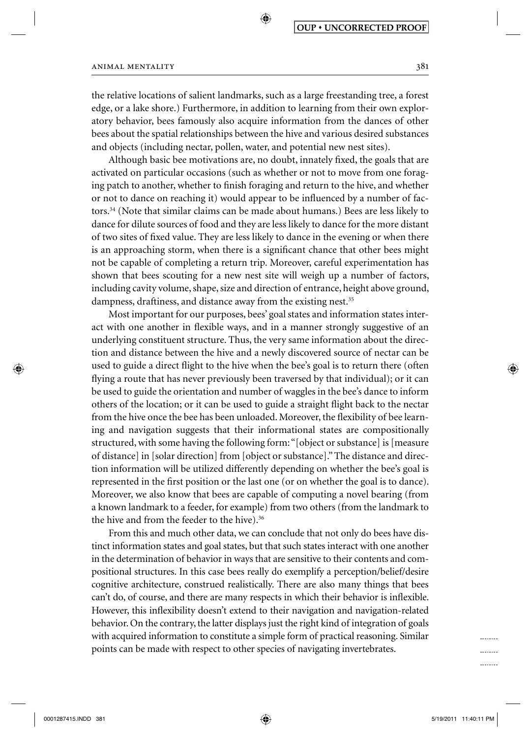the relative locations of salient landmarks, such as a large freestanding tree, a forest edge, or a lake shore.) Furthermore, in addition to learning from their own exploratory behavior, bees famously also acquire information from the dances of other bees about the spatial relationships between the hive and various desired substances and objects (including nectar, pollen, water, and potential new nest sites).

Although basic bee motivations are, no doubt, innately fixed, the goals that are activated on particular occasions (such as whether or not to move from one foraging patch to another, whether to finish foraging and return to the hive, and whether or not to dance on reaching it) would appear to be influenced by a number of factors.[34] (Note that similar claims can be made about humans.) Bees are less likely to dance for dilute sources of food and they are less likely to dance for the more distant of two sites of fixed value. They are less likely to dance in the evening or when there is an approaching storm, when there is a significant chance that other bees might not be capable of completing a return trip. Moreover, careful experimentation has shown that bees scouting for a new nest site will weigh up a number of factors, including cavity volume, shape, size and direction of entrance, height above ground, dampness, draftiness, and distance away from the existing nest.[35]

Most important for our purposes, bees' goal states and information states interact with one another in flexible ways, and in a manner strongly suggestive of an underlying constituent structure. Thus, the very same information about the direction and distance between the hive and a newly discovered source of nectar can be used to guide a direct flight to the hive when the bee's goal is to return there (often flying a route that has never previously been traversed by that individual); or it can be used to guide the orientation and number of waggles in the bee's dance to inform others of the location; or it can be used to guide a straight flight back to the nectar from the hive once the bee has been unloaded. Moreover, the flexibility of bee learning and navigation suggests that their informational states are compositionally structured, with some having the following form: "[object or substance] is [measure of distance] in [solar direction] from [object or substance]." The distance and direction information will be utilized differently depending on whether the bee's goal is represented in the first position or the last one (or on whether the goal is to dance). Moreover, we also know that bees are capable of computing a novel bearing (from a known landmark to a feeder, for example) from two others (from the landmark to the hive and from the feeder to the hive).[36]

From this and much other data, we can conclude that not only do bees have distinct information states and goal states, but that such states interact with one another in the determination of behavior in ways that are sensitive to their contents and compositional structures. In this case bees really do exemplify a perception/belief/desire cognitive architecture, construed realistically. There are also many things that bees can't do, of course, and there are many respects in which their behavior is inflexible. However, this inflexibility doesn't extend to their navigation and navigation-related behavior. On the contrary, the latter displays just the right kind of integration of goals with acquired information to constitute a simple form of practical reasoning. Similar points can be made with respect to other species of navigating invertebrates.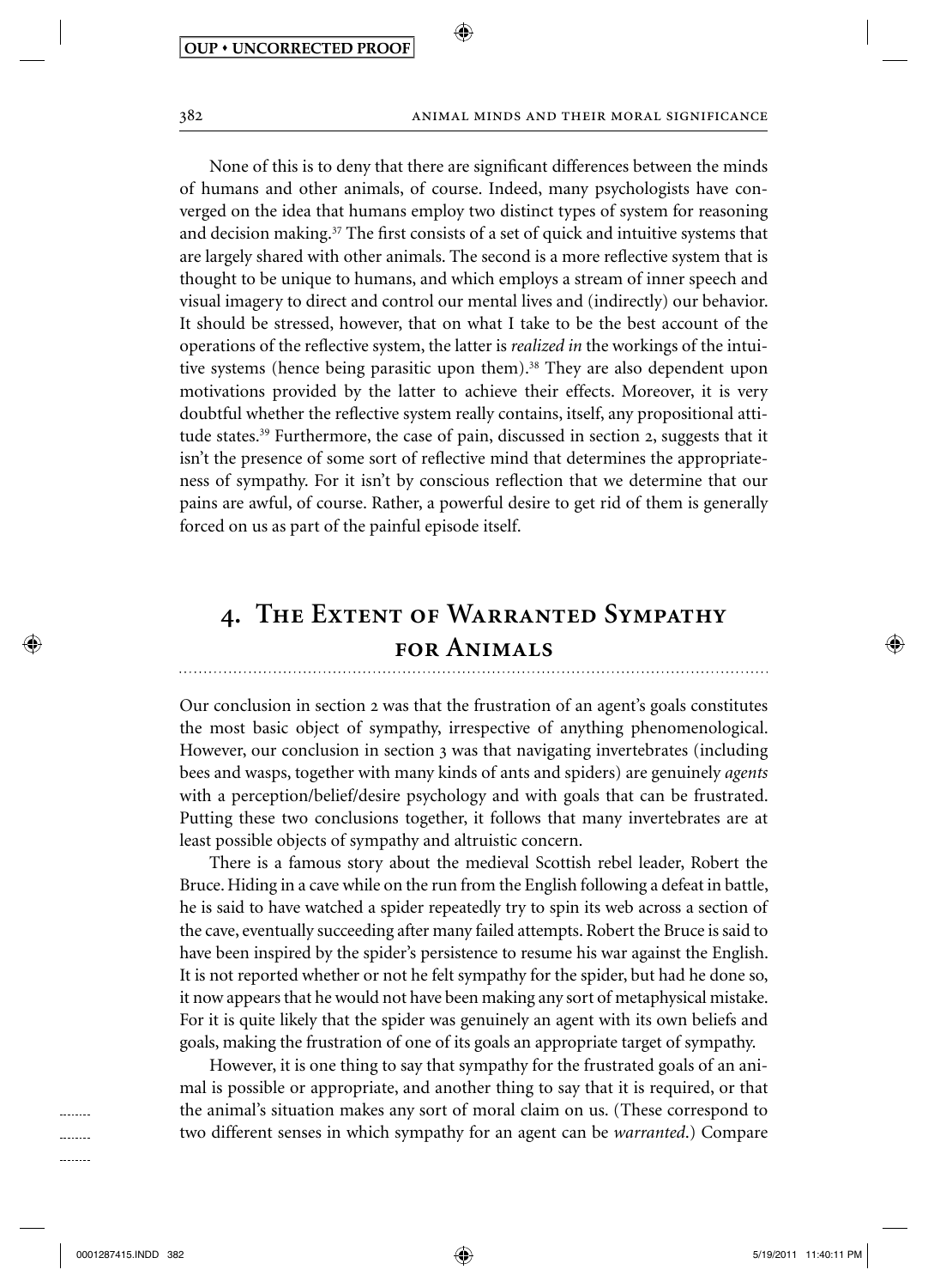None of this is to deny that there are significant differences between the minds of humans and other animals, of course. Indeed, many psychologists have converged on the idea that humans employ two distinct types of system for reasoning and decision making.[37] The first consists of a set of quick and intuitive systems that are largely shared with other animals. The second is a more reflective system that is thought to be unique to humans, and which employs a stream of inner speech and visual imagery to direct and control our mental lives and (indirectly) our behavior. It should be stressed, however, that on what I take to be the best account of the operations of the reflective system, the latter is *realized in* the workings of the intuitive systems (hence being parasitic upon them).[38] They are also dependent upon motivations provided by the latter to achieve their effects. Moreover, it is very doubtful whether the reflective system really contains, itself, any propositional attitude states.[39] Furthermore, the case of pain, discussed in section 2, suggests that it isn't the presence of some sort of reflective mind that determines the appropriateness of sympathy. For it isn't by conscious reflection that we determine that our pains are awful, of course. Rather, a powerful desire to get rid of them is generally forced on us as part of the painful episode itself.

## 4. The Extent of Warranted Sympathy for Animals

Our conclusion in section 2 was that the frustration of an agent's goals constitutes the most basic object of sympathy, irrespective of anything phenomenological. However, our conclusion in section 3 was that navigating invertebrates (including bees and wasps, together with many kinds of ants and spiders) are genuinely *agents* with a perception/belief/desire psychology and with goals that can be frustrated. Putting these two conclusions together, it follows that many invertebrates are at least possible objects of sympathy and altruistic concern.

There is a famous story about the medieval Scottish rebel leader, Robert the Bruce. Hiding in a cave while on the run from the English following a defeat in battle, he is said to have watched a spider repeatedly try to spin its web across a section of the cave, eventually succeeding after many failed attempts. Robert the Bruce is said to have been inspired by the spider's persistence to resume his war against the English. It is not reported whether or not he felt sympathy for the spider, but had he done so, it now appears that he would not have been making any sort of metaphysical mistake. For it is quite likely that the spider was genuinely an agent with its own beliefs and goals, making the frustration of one of its goals an appropriate target of sympathy.

However, it is one thing to say that sympathy for the frustrated goals of an animal is possible or appropriate, and another thing to say that it is required, or that the animal's situation makes any sort of moral claim on us. (These correspond to two different senses in which sympathy for an agent can be *warranted*.) Compare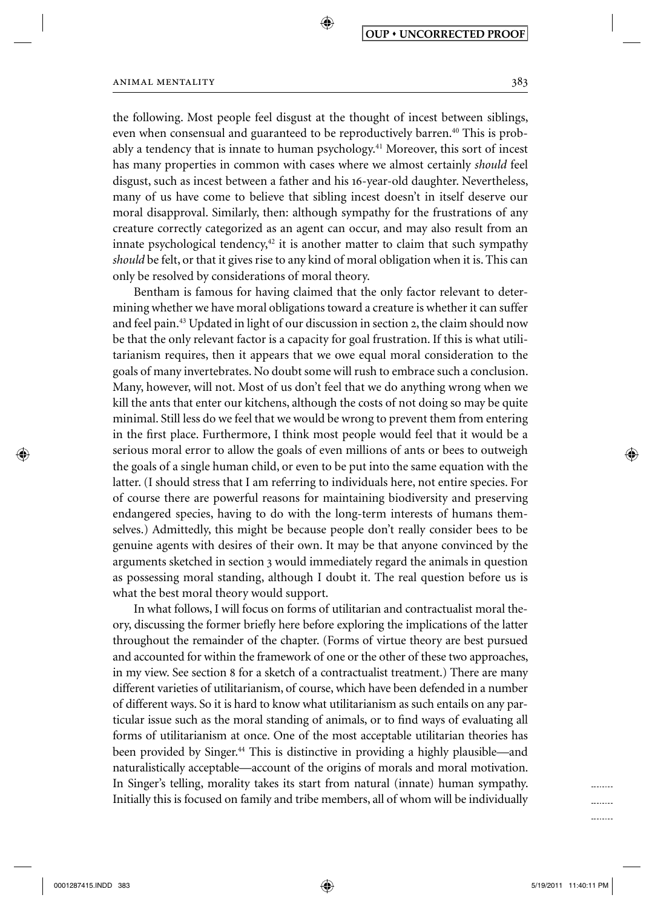the following. Most people feel disgust at the thought of incest between siblings, even when consensual and guaranteed to be reproductively barren.[40] This is probably a tendency that is innate to human psychology.[41] Moreover, this sort of incest has many properties in common with cases where we almost certainly *should* feel disgust, such as incest between a father and his 16-year-old daughter. Nevertheless, many of us have come to believe that sibling incest doesn't in itself deserve our moral disapproval. Similarly, then: although sympathy for the frustrations of any creature correctly categorized as an agent can occur, and may also result from an innate psychological tendency,[42] it is another matter to claim that such sympathy *should* be felt, or that it gives rise to any kind of moral obligation when it is. This can only be resolved by considerations of moral theory.

Bentham is famous for having claimed that the only factor relevant to determining whether we have moral obligations toward a creature is whether it can suffer and feel pain.[43] Updated in light of our discussion in section 2, the claim should now be that the only relevant factor is a capacity for goal frustration. If this is what utilitarianism requires, then it appears that we owe equal moral consideration to the goals of many invertebrates. No doubt some will rush to embrace such a conclusion. Many, however, will not. Most of us don't feel that we do anything wrong when we kill the ants that enter our kitchens, although the costs of not doing so may be quite minimal. Still less do we feel that we would be wrong to prevent them from entering in the first place. Furthermore, I think most people would feel that it would be a serious moral error to allow the goals of even millions of ants or bees to outweigh the goals of a single human child, or even to be put into the same equation with the latter. (I should stress that I am referring to individuals here, not entire species. For of course there are powerful reasons for maintaining biodiversity and preserving endangered species, having to do with the long-term interests of humans themselves.) Admittedly, this might be because people don't really consider bees to be genuine agents with desires of their own. It may be that anyone convinced by the arguments sketched in section 3 would immediately regard the animals in question as possessing moral standing, although I doubt it. The real question before us is what the best moral theory would support.

In what follows, I will focus on forms of utilitarian and contractualist moral theory, discussing the former briefly here before exploring the implications of the latter throughout the remainder of the chapter. (Forms of virtue theory are best pursued and accounted for within the framework of one or the other of these two approaches, in my view. See section 8 for a sketch of a contractualist treatment.) There are many different varieties of utilitarianism, of course, which have been defended in a number of different ways. So it is hard to know what utilitarianism as such entails on any particular issue such as the moral standing of animals, or to find ways of evaluating all forms of utilitarianism at once. One of the most acceptable utilitarian theories has been provided by Singer.[44] This is distinctive in providing a highly plausible—and naturalistically acceptable—account of the origins of morals and moral motivation. In Singer's telling, morality takes its start from natural (innate) human sympathy. Initially this is focused on family and tribe members, all of whom will be individually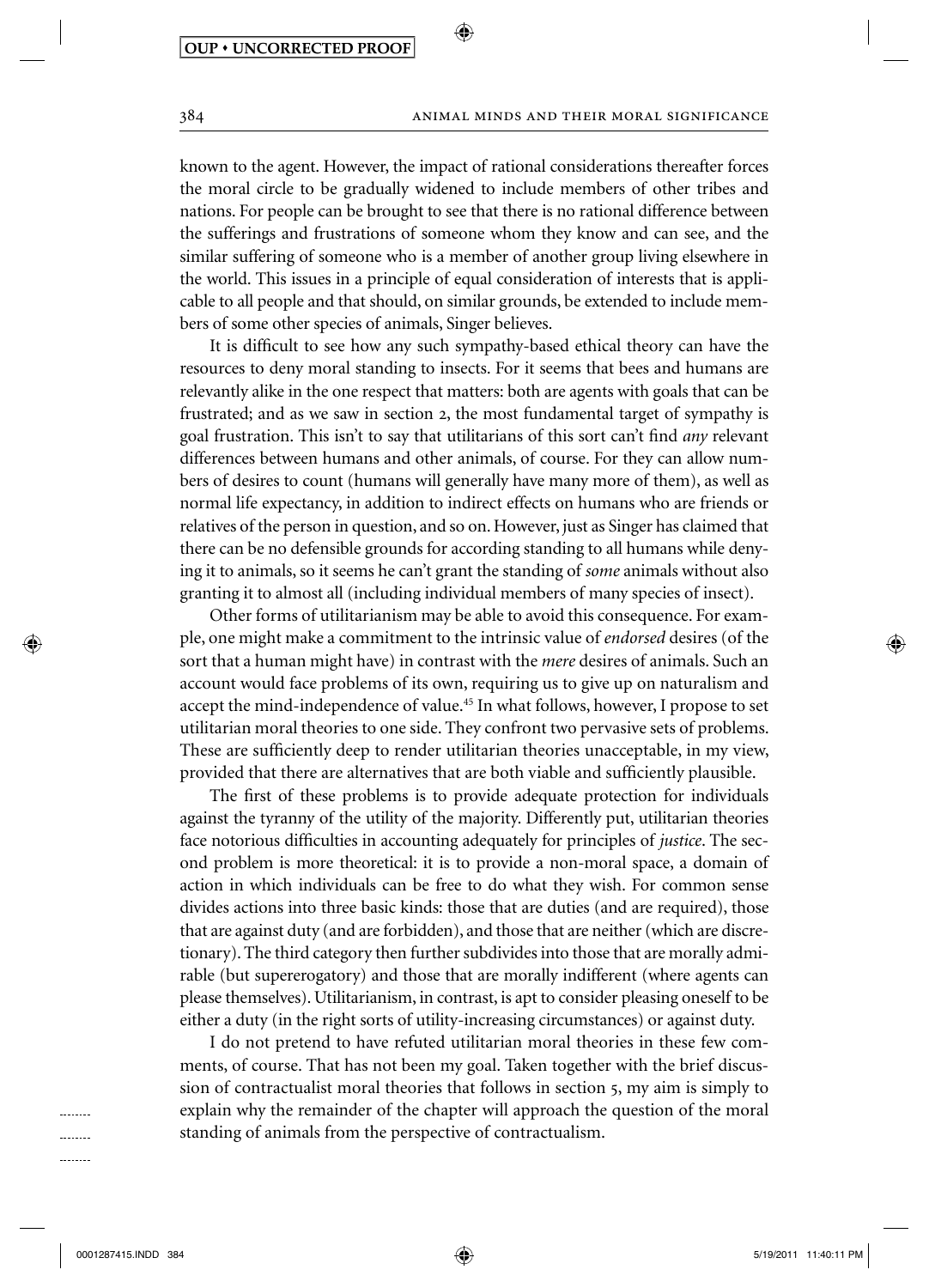known to the agent. However, the impact of rational considerations thereafter forces the moral circle to be gradually widened to include members of other tribes and nations. For people can be brought to see that there is no rational difference between the sufferings and frustrations of someone whom they know and can see, and the similar suffering of someone who is a member of another group living elsewhere in the world. This issues in a principle of equal consideration of interests that is applicable to all people and that should, on similar grounds, be extended to include members of some other species of animals, Singer believes.

It is difficult to see how any such sympathy-based ethical theory can have the resources to deny moral standing to insects. For it seems that bees and humans are relevantly alike in the one respect that matters: both are agents with goals that can be frustrated; and as we saw in section 2, the most fundamental target of sympathy is goal frustration. This isn't to say that utilitarians of this sort can't find *any* relevant differences between humans and other animals, of course. For they can allow numbers of desires to count (humans will generally have many more of them), as well as normal life expectancy, in addition to indirect effects on humans who are friends or relatives of the person in question, and so on. However, just as Singer has claimed that there can be no defensible grounds for according standing to all humans while denying it to animals, so it seems he can't grant the standing of *some* animals without also granting it to almost all (including individual members of many species of insect).

Other forms of utilitarianism may be able to avoid this consequence. For example, one might make a commitment to the intrinsic value of *endorsed* desires (of the sort that a human might have) in contrast with the *mere* desires of animals. Such an account would face problems of its own, requiring us to give up on naturalism and accept the mind-independence of value.[45] In what follows, however, I propose to set utilitarian moral theories to one side. They confront two pervasive sets of problems. These are sufficiently deep to render utilitarian theories unacceptable, in my view, provided that there are alternatives that are both viable and sufficiently plausible.

The first of these problems is to provide adequate protection for individuals against the tyranny of the utility of the majority. Differently put, utilitarian theories face notorious difficulties in accounting adequately for principles of *justice*. The second problem is more theoretical: it is to provide a non-moral space, a domain of action in which individuals can be free to do what they wish. For common sense divides actions into three basic kinds: those that are duties (and are required), those that are against duty (and are forbidden), and those that are neither (which are discretionary). The third category then further subdivides into those that are morally admirable (but supererogatory) and those that are morally indifferent (where agents can please themselves). Utilitarianism, in contrast, is apt to consider pleasing oneself to be either a duty (in the right sorts of utility-increasing circumstances) or against duty.

I do not pretend to have refuted utilitarian moral theories in these few comments, of course. That has not been my goal. Taken together with the brief discussion of contractualist moral theories that follows in section 5, my aim is simply to explain why the remainder of the chapter will approach the question of the moral standing of animals from the perspective of contractualism.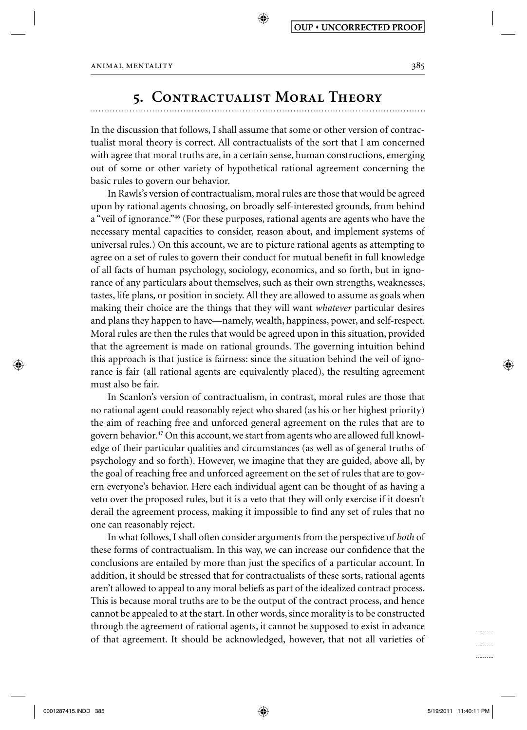## 5. Contractualist Moral Theory

In the discussion that follows, I shall assume that some or other version of contractualist moral theory is correct. All contractualists of the sort that I am concerned with agree that moral truths are, in a certain sense, human constructions, emerging out of some or other variety of hypothetical rational agreement concerning the basic rules to govern our behavior.

In Rawls's version of contractualism, moral rules are those that would be agreed upon by rational agents choosing, on broadly self-interested grounds, from behind a "veil of ignorance."[46] (For these purposes, rational agents are agents who have the necessary mental capacities to consider, reason about, and implement systems of universal rules.) On this account, we are to picture rational agents as attempting to agree on a set of rules to govern their conduct for mutual benefit in full knowledge of all facts of human psychology, sociology, economics, and so forth, but in ignorance of any particulars about themselves, such as their own strengths, weaknesses, tastes, life plans, or position in society. All they are allowed to assume as goals when making their choice are the things that they will want *whatever* particular desires and plans they happen to have—namely, wealth, happiness, power, and self-respect. Moral rules are then the rules that would be agreed upon in this situation, provided that the agreement is made on rational grounds. The governing intuition behind this approach is that justice is fairness: since the situation behind the veil of ignorance is fair (all rational agents are equivalently placed), the resulting agreement must also be fair.

In Scanlon's version of contractualism, in contrast, moral rules are those that no rational agent could reasonably reject who shared (as his or her highest priority) the aim of reaching free and unforced general agreement on the rules that are to govern behavior.[47] On this account, we start from agents who are allowed full knowledge of their particular qualities and circumstances (as well as of general truths of psychology and so forth). However, we imagine that they are guided, above all, by the goal of reaching free and unforced agreement on the set of rules that are to govern everyone's behavior. Here each individual agent can be thought of as having a veto over the proposed rules, but it is a veto that they will only exercise if it doesn't derail the agreement process, making it impossible to find any set of rules that no one can reasonably reject.

In what follows, I shall often consider arguments from the perspective of *both* of these forms of contractualism. In this way, we can increase our confidence that the conclusions are entailed by more than just the specifics of a particular account. In addition, it should be stressed that for contractualists of these sorts, rational agents aren't allowed to appeal to any moral beliefs as part of the idealized contract process. This is because moral truths are to be the output of the contract process, and hence cannot be appealed to at the start. In other words, since morality is to be constructed through the agreement of rational agents, it cannot be supposed to exist in advance of that agreement. It should be acknowledged, however, that not all varieties of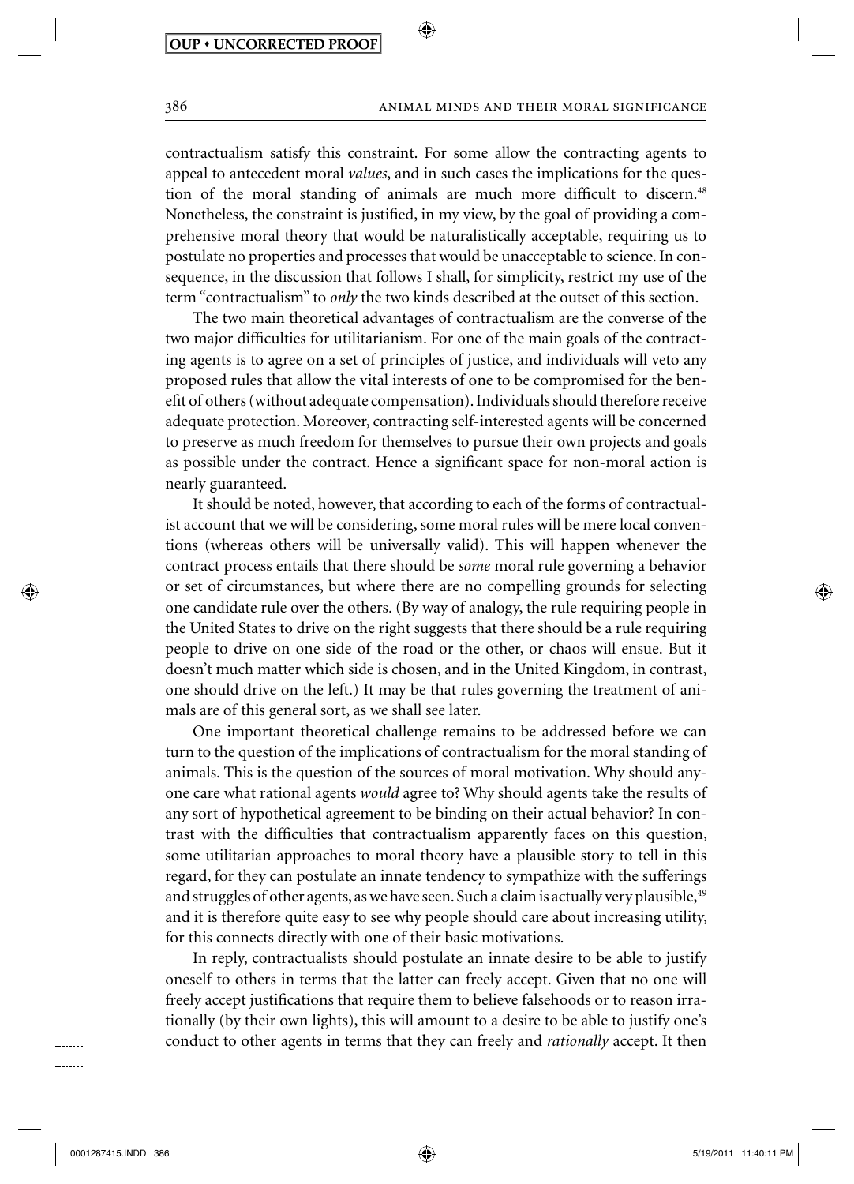contractualism satisfy this constraint. For some allow the contracting agents to appeal to antecedent moral *values*, and in such cases the implications for the question of the moral standing of animals are much more difficult to discern.[48] Nonetheless, the constraint is justified, in my view, by the goal of providing a comprehensive moral theory that would be naturalistically acceptable, requiring us to postulate no properties and processes that would be unacceptable to science. In consequence, in the discussion that follows I shall, for simplicity, restrict my use of the term "contractualism" to *only* the two kinds described at the outset of this section.

The two main theoretical advantages of contractualism are the converse of the two major difficulties for utilitarianism. For one of the main goals of the contracting agents is to agree on a set of principles of justice, and individuals will veto any proposed rules that allow the vital interests of one to be compromised for the benefit of others (without adequate compensation). Individuals should therefore receive adequate protection. Moreover, contracting self-interested agents will be concerned to preserve as much freedom for themselves to pursue their own projects and goals as possible under the contract. Hence a significant space for non-moral action is nearly guaranteed.

It should be noted, however, that according to each of the forms of contractualist account that we will be considering, some moral rules will be mere local conventions (whereas others will be universally valid). This will happen whenever the contract process entails that there should be *some* moral rule governing a behavior or set of circumstances, but where there are no compelling grounds for selecting one candidate rule over the others. (By way of analogy, the rule requiring people in the United States to drive on the right suggests that there should be a rule requiring people to drive on one side of the road or the other, or chaos will ensue. But it doesn't much matter which side is chosen, and in the United Kingdom, in contrast, one should drive on the left.) It may be that rules governing the treatment of animals are of this general sort, as we shall see later.

One important theoretical challenge remains to be addressed before we can turn to the question of the implications of contractualism for the moral standing of animals. This is the question of the sources of moral motivation. Why should anyone care what rational agents *would* agree to? Why should agents take the results of any sort of hypothetical agreement to be binding on their actual behavior? In contrast with the difficulties that contractualism apparently faces on this question, some utilitarian approaches to moral theory have a plausible story to tell in this regard, for they can postulate an innate tendency to sympathize with the sufferings and struggles of other agents, as we have seen. Such a claim is actually very plausible,[49] and it is therefore quite easy to see why people should care about increasing utility, for this connects directly with one of their basic motivations.

In reply, contractualists should postulate an innate desire to be able to justify oneself to others in terms that the latter can freely accept. Given that no one will freely accept justifications that require them to believe falsehoods or to reason irrationally (by their own lights), this will amount to a desire to be able to justify one's conduct to other agents in terms that they can freely and *rationally* accept. It then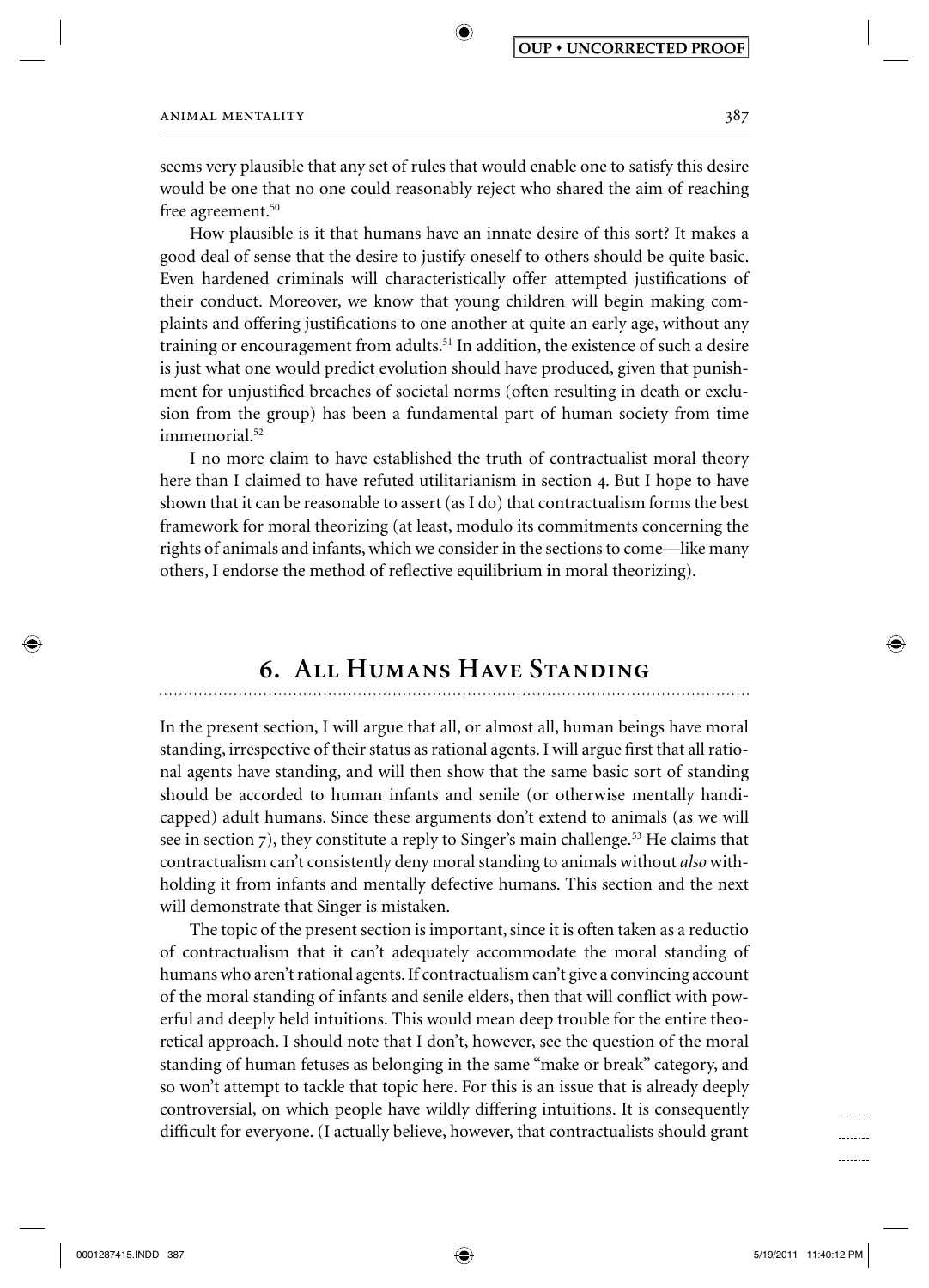seems very plausible that any set of rules that would enable one to satisfy this desire would be one that no one could reasonably reject who shared the aim of reaching free agreement.[50]

How plausible is it that humans have an innate desire of this sort? It makes a good deal of sense that the desire to justify oneself to others should be quite basic. Even hardened criminals will characteristically offer attempted justifications of their conduct. Moreover, we know that young children will begin making complaints and offering justifications to one another at quite an early age, without any training or encouragement from adults.[51] In addition, the existence of such a desire is just what one would predict evolution should have produced, given that punishment for unjustified breaches of societal norms (often resulting in death or exclusion from the group) has been a fundamental part of human society from time immemorial.[52]

I no more claim to have established the truth of contractualist moral theory here than I claimed to have refuted utilitarianism in section 4. But I hope to have shown that it can be reasonable to assert (as I do) that contractualism forms the best framework for moral theorizing (at least, modulo its commitments concerning the rights of animals and infants, which we consider in the sections to come—like many others, I endorse the method of reflective equilibrium in moral theorizing).

## 6. All Humans Have Standing

In the present section, I will argue that all, or almost all, human beings have moral standing, irrespective of their status as rational agents. I will argue first that all rational agents have standing, and will then show that the same basic sort of standing should be accorded to human infants and senile (or otherwise mentally handicapped) adult humans. Since these arguments don't extend to animals (as we will see in section 7), they constitute a reply to Singer's main challenge.[53] He claims that contractualism can't consistently deny moral standing to animals without *also* withholding it from infants and mentally defective humans. This section and the next will demonstrate that Singer is mistaken.

The topic of the present section is important, since it is often taken as a reductio of contractualism that it can't adequately accommodate the moral standing of humans who aren't rational agents. If contractualism can't give a convincing account of the moral standing of infants and senile elders, then that will conflict with powerful and deeply held intuitions. This would mean deep trouble for the entire theoretical approach. I should note that I don't, however, see the question of the moral standing of human fetuses as belonging in the same "make or break" category, and so won't attempt to tackle that topic here. For this is an issue that is already deeply controversial, on which people have wildly differing intuitions. It is consequently difficult for everyone. (I actually believe, however, that contractualists should grant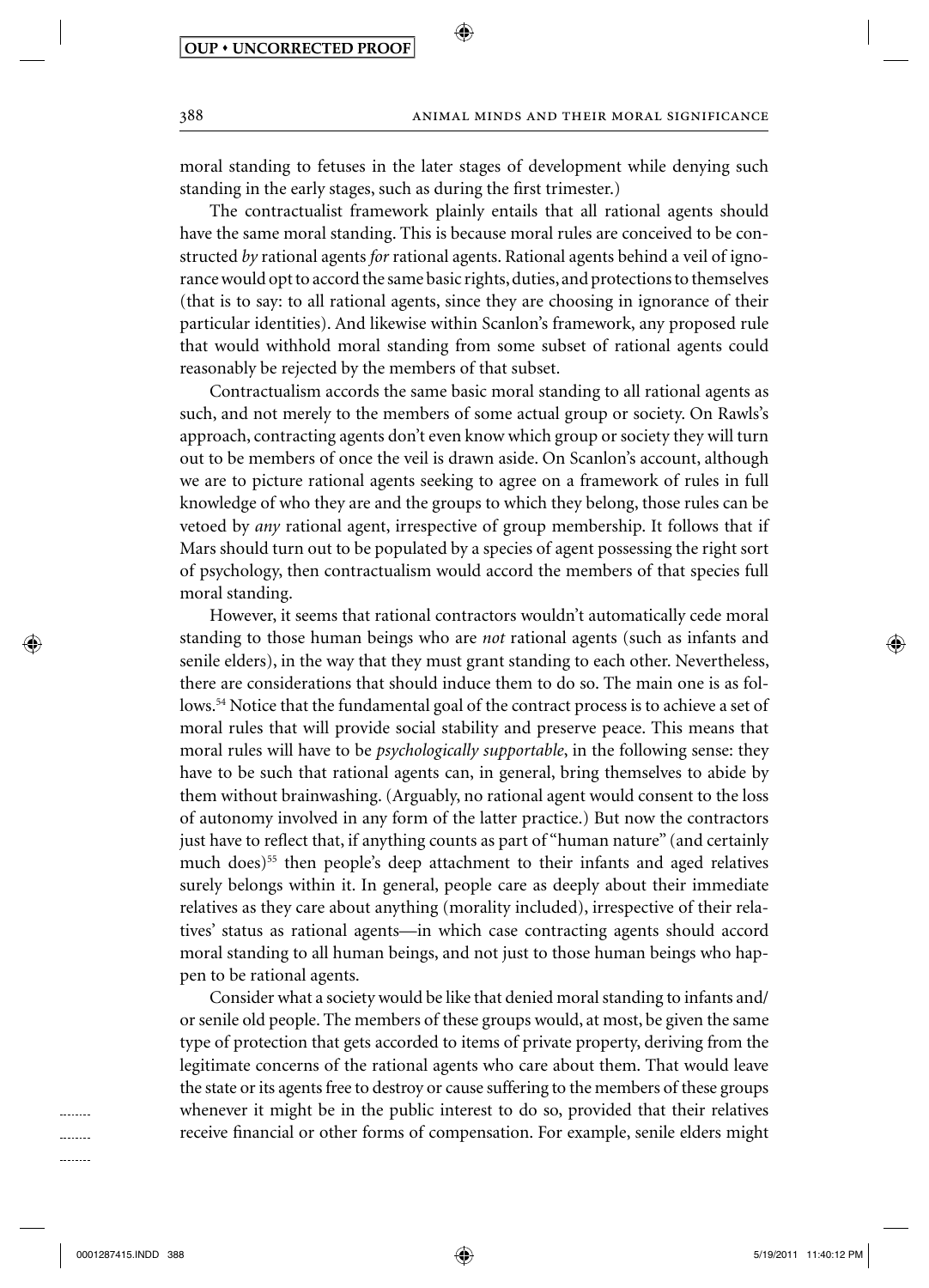moral standing to fetuses in the later stages of development while denying such standing in the early stages, such as during the first trimester.)

The contractualist framework plainly entails that all rational agents should have the same moral standing. This is because moral rules are conceived to be constructed *by* rational agents *for* rational agents. Rational agents behind a veil of ignorance would opt to accord the same basic rights, duties, and protections to themselves (that is to say: to all rational agents, since they are choosing in ignorance of their particular identities). And likewise within Scanlon's framework, any proposed rule that would withhold moral standing from some subset of rational agents could reasonably be rejected by the members of that subset.

Contractualism accords the same basic moral standing to all rational agents as such, and not merely to the members of some actual group or society. On Rawls's approach, contracting agents don't even know which group or society they will turn out to be members of once the veil is drawn aside. On Scanlon's account, although we are to picture rational agents seeking to agree on a framework of rules in full knowledge of who they are and the groups to which they belong, those rules can be vetoed by *any* rational agent, irrespective of group membership. It follows that if Mars should turn out to be populated by a species of agent possessing the right sort of psychology, then contractualism would accord the members of that species full moral standing.

However, it seems that rational contractors wouldn't automatically cede moral standing to those human beings who are *not* rational agents (such as infants and senile elders), in the way that they must grant standing to each other. Nevertheless, there are considerations that should induce them to do so. The main one is as follows.[54] Notice that the fundamental goal of the contract process is to achieve a set of moral rules that will provide social stability and preserve peace. This means that moral rules will have to be *psychologically supportable*, in the following sense: they have to be such that rational agents can, in general, bring themselves to abide by them without brainwashing. (Arguably, no rational agent would consent to the loss of autonomy involved in any form of the latter practice.) But now the contractors just have to reflect that, if anything counts as part of "human nature" (and certainly much does)[55] then people's deep attachment to their infants and aged relatives surely belongs within it. In general, people care as deeply about their immediate relatives as they care about anything (morality included), irrespective of their relatives' status as rational agents—in which case contracting agents should accord moral standing to all human beings, and not just to those human beings who happen to be rational agents.

Consider what a society would be like that denied moral standing to infants and/or senile old people. The members of these groups would, at most, be given the same type of protection that gets accorded to items of private property, deriving from the legitimate concerns of the rational agents who care about them. That would leave the state or its agents free to destroy or cause suffering to the members of these groups whenever it might be in the public interest to do so, provided that their relatives receive financial or other forms of compensation. For example, senile elders might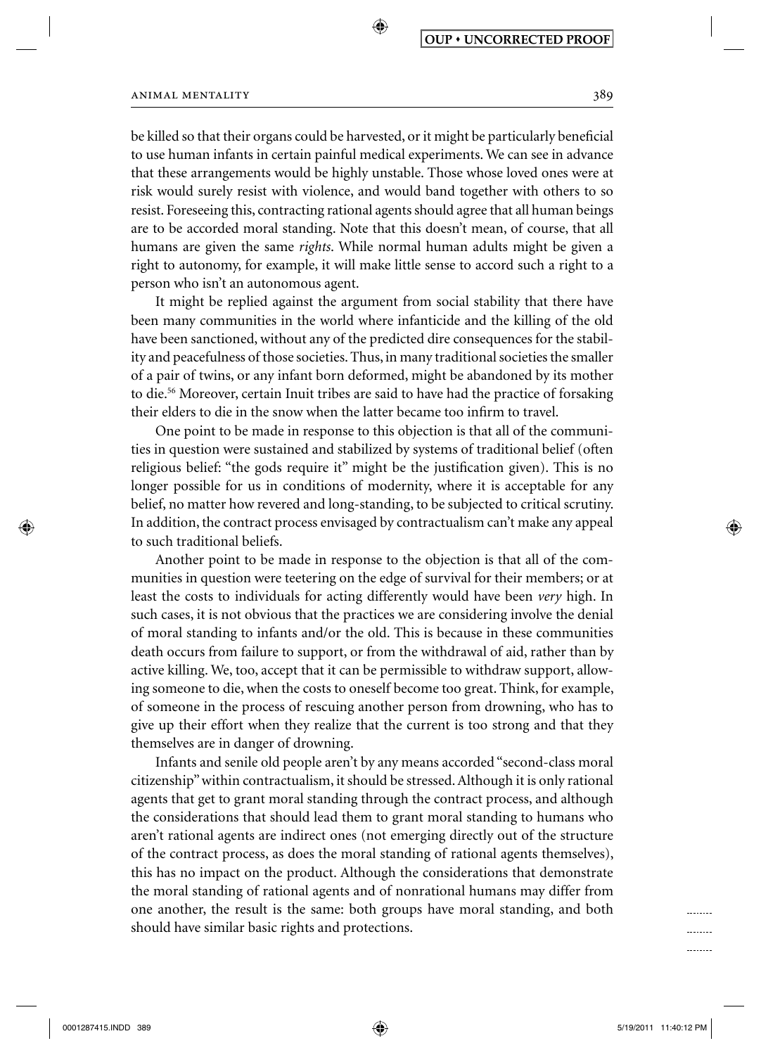be killed so that their organs could be harvested, or it might be particularly beneficial to use human infants in certain painful medical experiments. We can see in advance that these arrangements would be highly unstable. Those whose loved ones were at risk would surely resist with violence, and would band together with others to so resist. Foreseeing this, contracting rational agents should agree that all human beings are to be accorded moral standing. Note that this doesn't mean, of course, that all humans are given the same *rights*. While normal human adults might be given a right to autonomy, for example, it will make little sense to accord such a right to a person who isn't an autonomous agent.

It might be replied against the argument from social stability that there have been many communities in the world where infanticide and the killing of the old have been sanctioned, without any of the predicted dire consequences for the stability and peacefulness of those societies. Thus, in many traditional societies the smaller of a pair of twins, or any infant born deformed, might be abandoned by its mother to die.[56] Moreover, certain Inuit tribes are said to have had the practice of forsaking their elders to die in the snow when the latter became too infirm to travel.

One point to be made in response to this objection is that all of the communities in question were sustained and stabilized by systems of traditional belief (often religious belief: "the gods require it" might be the justification given). This is no longer possible for us in conditions of modernity, where it is acceptable for any belief, no matter how revered and long-standing, to be subjected to critical scrutiny. In addition, the contract process envisaged by contractualism can't make any appeal to such traditional beliefs.

Another point to be made in response to the objection is that all of the communities in question were teetering on the edge of survival for their members; or at least the costs to individuals for acting differently would have been *very* high. In such cases, it is not obvious that the practices we are considering involve the denial of moral standing to infants and/or the old. This is because in these communities death occurs from failure to support, or from the withdrawal of aid, rather than by active killing. We, too, accept that it can be permissible to withdraw support, allowing someone to die, when the costs to oneself become too great. Think, for example, of someone in the process of rescuing another person from drowning, who has to give up their effort when they realize that the current is too strong and that they themselves are in danger of drowning.

Infants and senile old people aren't by any means accorded "second-class moral citizenship" within contractualism, it should be stressed. Although it is only rational agents that get to grant moral standing through the contract process, and although the considerations that should lead them to grant moral standing to humans who aren't rational agents are indirect ones (not emerging directly out of the structure of the contract process, as does the moral standing of rational agents themselves), this has no impact on the product. Although the considerations that demonstrate the moral standing of rational agents and of nonrational humans may differ from one another, the result is the same: both groups have moral standing, and both should have similar basic rights and protections.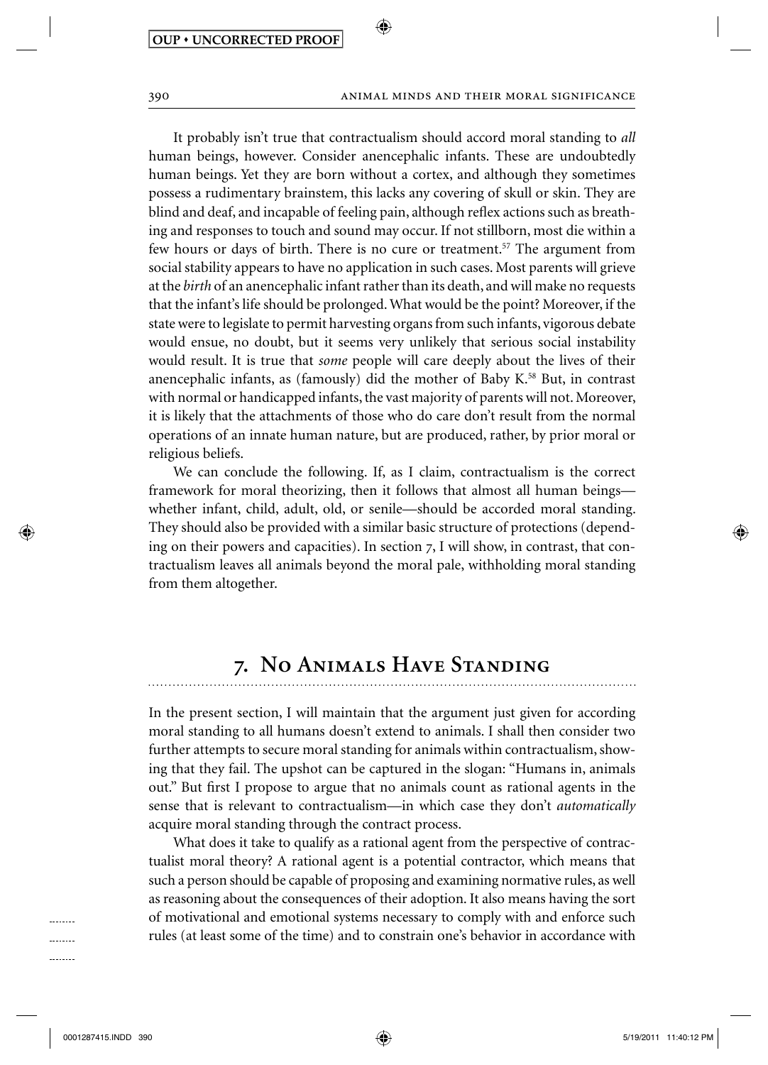It probably isn't true that contractualism should accord moral standing to *all* human beings, however. Consider anencephalic infants. These are undoubtedly human beings. Yet they are born without a cortex, and although they sometimes possess a rudimentary brainstem, this lacks any covering of skull or skin. They are blind and deaf, and incapable of feeling pain, although reflex actions such as breathing and responses to touch and sound may occur. If not stillborn, most die within a few hours or days of birth. There is no cure or treatment.[57] The argument from social stability appears to have no application in such cases. Most parents will grieve at the *birth* of an anencephalic infant rather than its death, and will make no requests that the infant's life should be prolonged. What would be the point? Moreover, if the state were to legislate to permit harvesting organs from such infants, vigorous debate would ensue, no doubt, but it seems very unlikely that serious social instability would result. It is true that *some* people will care deeply about the lives of their anencephalic infants, as (famously) did the mother of Baby K.[58] But, in contrast with normal or handicapped infants, the vast majority of parents will not. Moreover, it is likely that the attachments of those who do care don't result from the normal operations of an innate human nature, but are produced, rather, by prior moral or religious beliefs.

We can conclude the following. If, as I claim, contractualism is the correct framework for moral theorizing, then it follows that almost all human beings—whether infant, child, adult, old, or senile—should be accorded moral standing. They should also be provided with a similar basic structure of protections (depending on their powers and capacities). In section 7, I will show, in contrast, that contractualism leaves all animals beyond the moral pale, withholding moral standing from them altogether.

## 7. No Animals Have Standing

In the present section, I will maintain that the argument just given for according moral standing to all humans doesn't extend to animals. I shall then consider two further attempts to secure moral standing for animals within contractualism, showing that they fail. The upshot can be captured in the slogan: "Humans in, animals out." But first I propose to argue that no animals count as rational agents in the sense that is relevant to contractualism—in which case they don't *automatically* acquire moral standing through the contract process.

What does it take to qualify as a rational agent from the perspective of contractualist moral theory? A rational agent is a potential contractor, which means that such a person should be capable of proposing and examining normative rules, as well as reasoning about the consequences of their adoption. It also means having the sort of motivational and emotional systems necessary to comply with and enforce such rules (at least some of the time) and to constrain one's behavior in accordance with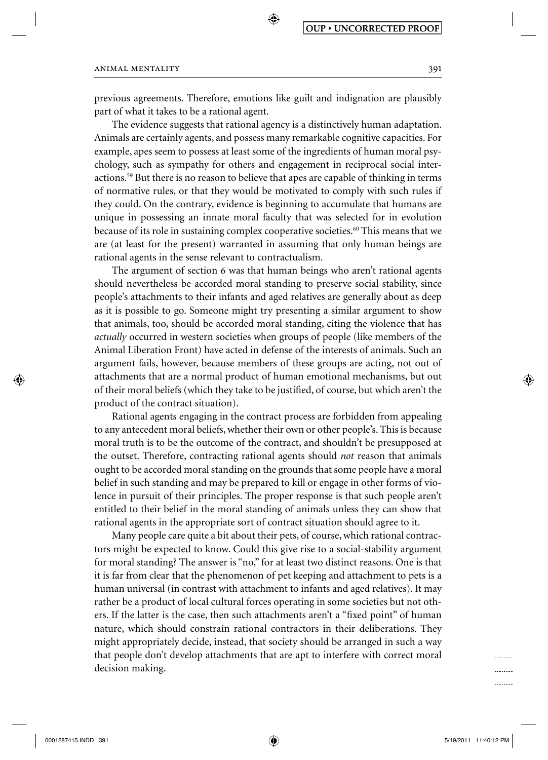previous agreements. Therefore, emotions like guilt and indignation are plausibly part of what it takes to be a rational agent.

The evidence suggests that rational agency is a distinctively human adaptation. Animals are certainly agents, and possess many remarkable cognitive capacities. For example, apes seem to possess at least some of the ingredients of human moral psychology, such as sympathy for others and engagement in reciprocal social interactions.[59] But there is no reason to believe that apes are capable of thinking in terms of normative rules, or that they would be motivated to comply with such rules if they could. On the contrary, evidence is beginning to accumulate that humans are unique in possessing an innate moral faculty that was selected for in evolution because of its role in sustaining complex cooperative societies.[60] This means that we are (at least for the present) warranted in assuming that only human beings are rational agents in the sense relevant to contractualism.

The argument of section 6 was that human beings who aren't rational agents should nevertheless be accorded moral standing to preserve social stability, since people's attachments to their infants and aged relatives are generally about as deep as it is possible to go. Someone might try presenting a similar argument to show that animals, too, should be accorded moral standing, citing the violence that has *actually* occurred in western societies when groups of people (like members of the Animal Liberation Front) have acted in defense of the interests of animals. Such an argument fails, however, because members of these groups are acting, not out of attachments that are a normal product of human emotional mechanisms, but out of their moral beliefs (which they take to be justified, of course, but which aren't the product of the contract situation).

Rational agents engaging in the contract process are forbidden from appealing to any antecedent moral beliefs, whether their own or other people's. This is because moral truth is to be the outcome of the contract, and shouldn't be presupposed at the outset. Therefore, contracting rational agents should *not* reason that animals ought to be accorded moral standing on the grounds that some people have a moral belief in such standing and may be prepared to kill or engage in other forms of violence in pursuit of their principles. The proper response is that such people aren't entitled to their belief in the moral standing of animals unless they can show that rational agents in the appropriate sort of contract situation should agree to it.

Many people care quite a bit about their pets, of course, which rational contractors might be expected to know. Could this give rise to a social-stability argument for moral standing? The answer is "no," for at least two distinct reasons. One is that it is far from clear that the phenomenon of pet keeping and attachment to pets is a human universal (in contrast with attachment to infants and aged relatives). It may rather be a product of local cultural forces operating in some societies but not others. If the latter is the case, then such attachments aren't a "fixed point" of human nature, which should constrain rational contractors in their deliberations. They might appropriately decide, instead, that society should be arranged in such a way that people don't develop attachments that are apt to interfere with correct moral decision making.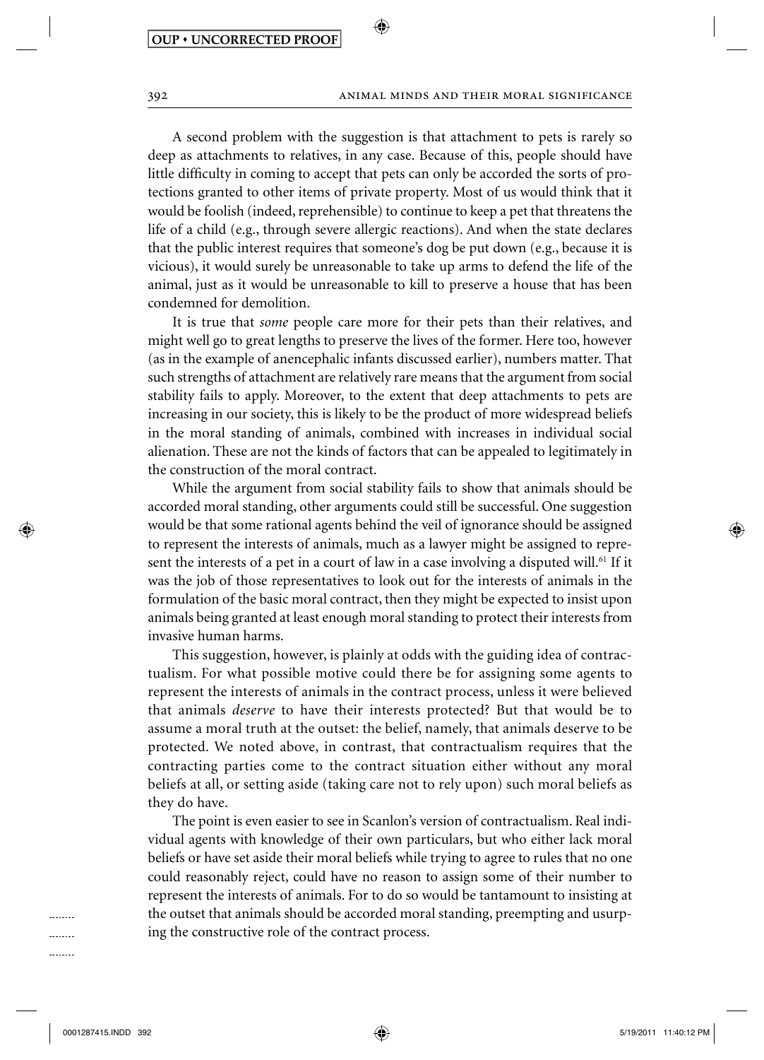A second problem with the suggestion is that attachment to pets is rarely so deep as attachments to relatives, in any case. Because of this, people should have little difficulty in coming to accept that pets can only be accorded the sorts of protections granted to other items of private property. Most of us would think that it would be foolish (indeed, reprehensible) to continue to keep a pet that threatens the life of a child (e.g., through severe allergic reactions). And when the state declares that the public interest requires that someone's dog be put down (e.g., because it is vicious), it would surely be unreasonable to take up arms to defend the life of the animal, just as it would be unreasonable to kill to preserve a house that has been condemned for demolition.

It is true that *some* people care more for their pets than their relatives, and might well go to great lengths to preserve the lives of the former. Here too, however (as in the example of anencephalic infants discussed earlier), numbers matter. That such strengths of attachment are relatively rare means that the argument from social stability fails to apply. Moreover, to the extent that deep attachments to pets are increasing in our society, this is likely to be the product of more widespread beliefs in the moral standing of animals, combined with increases in individual social alienation. These are not the kinds of factors that can be appealed to legitimately in the construction of the moral contract.

While the argument from social stability fails to show that animals should be accorded moral standing, other arguments could still be successful. One suggestion would be that some rational agents behind the veil of ignorance should be assigned to represent the interests of animals, much as a lawyer might be assigned to represent the interests of a pet in a court of law in a case involving a disputed will.[61] If it was the job of those representatives to look out for the interests of animals in the formulation of the basic moral contract, then they might be expected to insist upon animals being granted at least enough moral standing to protect their interests from invasive human harms.

This suggestion, however, is plainly at odds with the guiding idea of contractualism. For what possible motive could there be for assigning some agents to represent the interests of animals in the contract process, unless it were believed that animals *deserve* to have their interests protected? But that would be to assume a moral truth at the outset: the belief, namely, that animals deserve to be protected. We noted above, in contrast, that contractualism requires that the contracting parties come to the contract situation either without any moral beliefs at all, or setting aside (taking care not to rely upon) such moral beliefs as they do have.

The point is even easier to see in Scanlon's version of contractualism. Real individual agents with knowledge of their own particulars, but who either lack moral beliefs or have set aside their moral beliefs while trying to agree to rules that no one could reasonably reject, could have no reason to assign some of their number to represent the interests of animals. For to do so would be tantamount to insisting at the outset that animals should be accorded moral standing, preempting and usurping the constructive role of the contract process.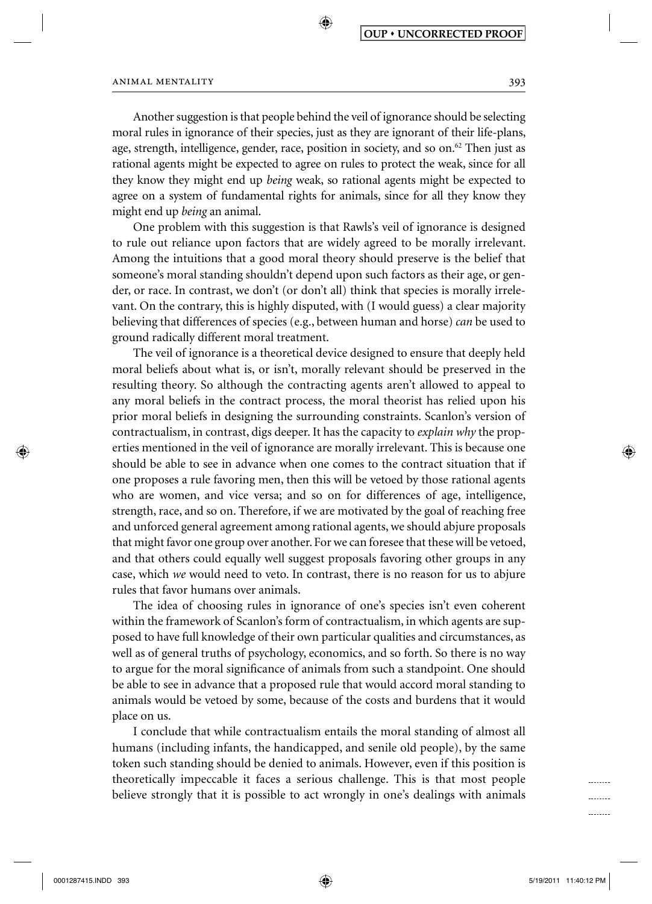Another suggestion is that people behind the veil of ignorance should be selecting moral rules in ignorance of their species, just as they are ignorant of their life-plans, age, strength, intelligence, gender, race, position in society, and so on.[62] Then just as rational agents might be expected to agree on rules to protect the weak, since for all they know they might end up *being* weak, so rational agents might be expected to agree on a system of fundamental rights for animals, since for all they know they might end up *being* an animal.

One problem with this suggestion is that Rawls's veil of ignorance is designed to rule out reliance upon factors that are widely agreed to be morally irrelevant. Among the intuitions that a good moral theory should preserve is the belief that someone's moral standing shouldn't depend upon such factors as their age, or gender, or race. In contrast, we don't (or don't all) think that species is morally irrelevant. On the contrary, this is highly disputed, with (I would guess) a clear majority believing that differences of species (e.g., between human and horse) *can* be used to ground radically different moral treatment.

The veil of ignorance is a theoretical device designed to ensure that deeply held moral beliefs about what is, or isn't, morally relevant should be preserved in the resulting theory. So although the contracting agents aren't allowed to appeal to any moral beliefs in the contract process, the moral theorist has relied upon his prior moral beliefs in designing the surrounding constraints. Scanlon's version of contractualism, in contrast, digs deeper. It has the capacity to *explain why* the properties mentioned in the veil of ignorance are morally irrelevant. This is because one should be able to see in advance when one comes to the contract situation that if one proposes a rule favoring men, then this will be vetoed by those rational agents who are women, and vice versa; and so on for differences of age, intelligence, strength, race, and so on. Therefore, if we are motivated by the goal of reaching free and unforced general agreement among rational agents, we should abjure proposals that might favor one group over another. For we can foresee that these will be vetoed, and that others could equally well suggest proposals favoring other groups in any case, which *we* would need to veto. In contrast, there is no reason for us to abjure rules that favor humans over animals.

The idea of choosing rules in ignorance of one's species isn't even coherent within the framework of Scanlon's form of contractualism, in which agents are supposed to have full knowledge of their own particular qualities and circumstances, as well as of general truths of psychology, economics, and so forth. So there is no way to argue for the moral significance of animals from such a standpoint. One should be able to see in advance that a proposed rule that would accord moral standing to animals would be vetoed by some, because of the costs and burdens that it would place on us.

I conclude that while contractualism entails the moral standing of almost all humans (including infants, the handicapped, and senile old people), by the same token such standing should be denied to animals. However, even if this position is theoretically impeccable it faces a serious challenge. This is that most people believe strongly that it is possible to act wrongly in one's dealings with animals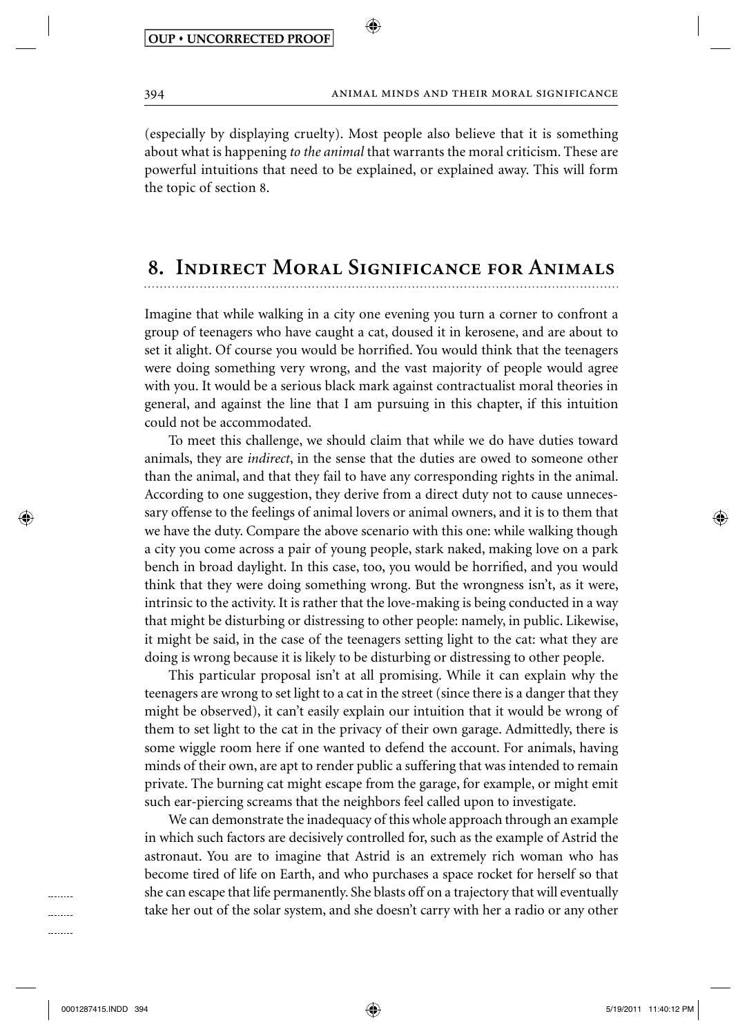(especially by displaying cruelty). Most people also believe that it is something about what is happening *to the animal* that warrants the moral criticism. These are powerful intuitions that need to be explained, or explained away. This will form the topic of section 8.

## 8. Indirect Moral Significance for Animals

Imagine that while walking in a city one evening you turn a corner to confront a group of teenagers who have caught a cat, doused it in kerosene, and are about to set it alight. Of course you would be horrified. You would think that the teenagers were doing something very wrong, and the vast majority of people would agree with you. It would be a serious black mark against contractualist moral theories in general, and against the line that I am pursuing in this chapter, if this intuition could not be accommodated.

To meet this challenge, we should claim that while we do have duties toward animals, they are *indirect*, in the sense that the duties are owed to someone other than the animal, and that they fail to have any corresponding rights in the animal. According to one suggestion, they derive from a direct duty not to cause unnecessary offense to the feelings of animal lovers or animal owners, and it is to them that we have the duty. Compare the above scenario with this one: while walking though a city you come across a pair of young people, stark naked, making love on a park bench in broad daylight. In this case, too, you would be horrified, and you would think that they were doing something wrong. But the wrongness isn't, as it were, intrinsic to the activity. It is rather that the love-making is being conducted in a way that might be disturbing or distressing to other people: namely, in public. Likewise, it might be said, in the case of the teenagers setting light to the cat: what they are doing is wrong because it is likely to be disturbing or distressing to other people.

This particular proposal isn't at all promising. While it can explain why the teenagers are wrong to set light to a cat in the street (since there is a danger that they might be observed), it can't easily explain our intuition that it would be wrong of them to set light to the cat in the privacy of their own garage. Admittedly, there is some wiggle room here if one wanted to defend the account. For animals, having minds of their own, are apt to render public a suffering that was intended to remain private. The burning cat might escape from the garage, for example, or might emit such ear-piercing screams that the neighbors feel called upon to investigate.

We can demonstrate the inadequacy of this whole approach through an example in which such factors are decisively controlled for, such as the example of Astrid the astronaut. You are to imagine that Astrid is an extremely rich woman who has become tired of life on Earth, and who purchases a space rocket for herself so that she can escape that life permanently. She blasts off on a trajectory that will eventually take her out of the solar system, and she doesn't carry with her a radio or any other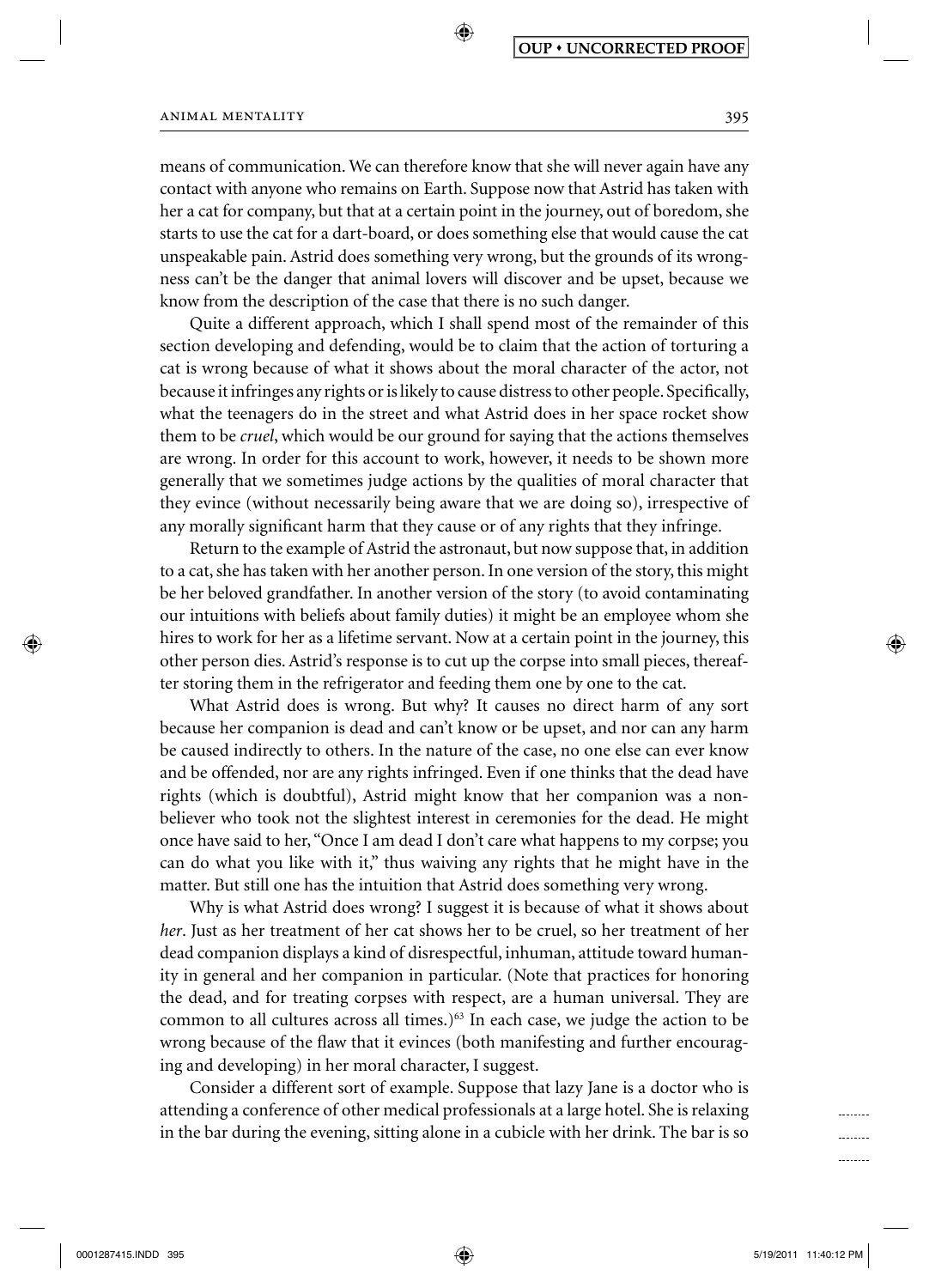means of communication. We can therefore know that she will never again have any contact with anyone who remains on Earth. Suppose now that Astrid has taken with her a cat for company, but that at a certain point in the journey, out of boredom, she starts to use the cat for a dart-board, or does something else that would cause the cat unspeakable pain. Astrid does something very wrong, but the grounds of its wrongness can't be the danger that animal lovers will discover and be upset, because we know from the description of the case that there is no such danger.

Quite a different approach, which I shall spend most of the remainder of this section developing and defending, would be to claim that the action of torturing a cat is wrong because of what it shows about the moral character of the actor, not because it infringes any rights or is likely to cause distress to other people. Specifically, what the teenagers do in the street and what Astrid does in her space rocket show them to be *cruel*, which would be our ground for saying that the actions themselves are wrong. In order for this account to work, however, it needs to be shown more generally that we sometimes judge actions by the qualities of moral character that they evince (without necessarily being aware that we are doing so), irrespective of any morally significant harm that they cause or of any rights that they infringe.

Return to the example of Astrid the astronaut, but now suppose that, in addition to a cat, she has taken with her another person. In one version of the story, this might be her beloved grandfather. In another version of the story (to avoid contaminating our intuitions with beliefs about family duties) it might be an employee whom she hires to work for her as a lifetime servant. Now at a certain point in the journey, this other person dies. Astrid's response is to cut up the corpse into small pieces, thereafter storing them in the refrigerator and feeding them one by one to the cat.

What Astrid does is wrong. But why? It causes no direct harm of any sort because her companion is dead and can't know or be upset, and nor can any harm be caused indirectly to others. In the nature of the case, no one else can ever know and be offended, nor are any rights infringed. Even if one thinks that the dead have rights (which is doubtful), Astrid might know that her companion was a nonbeliever who took not the slightest interest in ceremonies for the dead. He might once have said to her, "Once I am dead I don't care what happens to my corpse; you can do what you like with it," thus waiving any rights that he might have in the matter. But still one has the intuition that Astrid does something very wrong.

Why is what Astrid does wrong? I suggest it is because of what it shows about *her*. Just as her treatment of her cat shows her to be cruel, so her treatment of her dead companion displays a kind of disrespectful, inhuman, attitude toward humanity in general and her companion in particular. (Note that practices for honoring the dead, and for treating corpses with respect, are a human universal. They are common to all cultures across all times.)[63] In each case, we judge the action to be wrong because of the flaw that it evinces (both manifesting and further encouraging and developing) in her moral character, I suggest.

Consider a different sort of example. Suppose that lazy Jane is a doctor who is attending a conference of other medical professionals at a large hotel. She is relaxing in the bar during the evening, sitting alone in a cubicle with her drink. The bar is so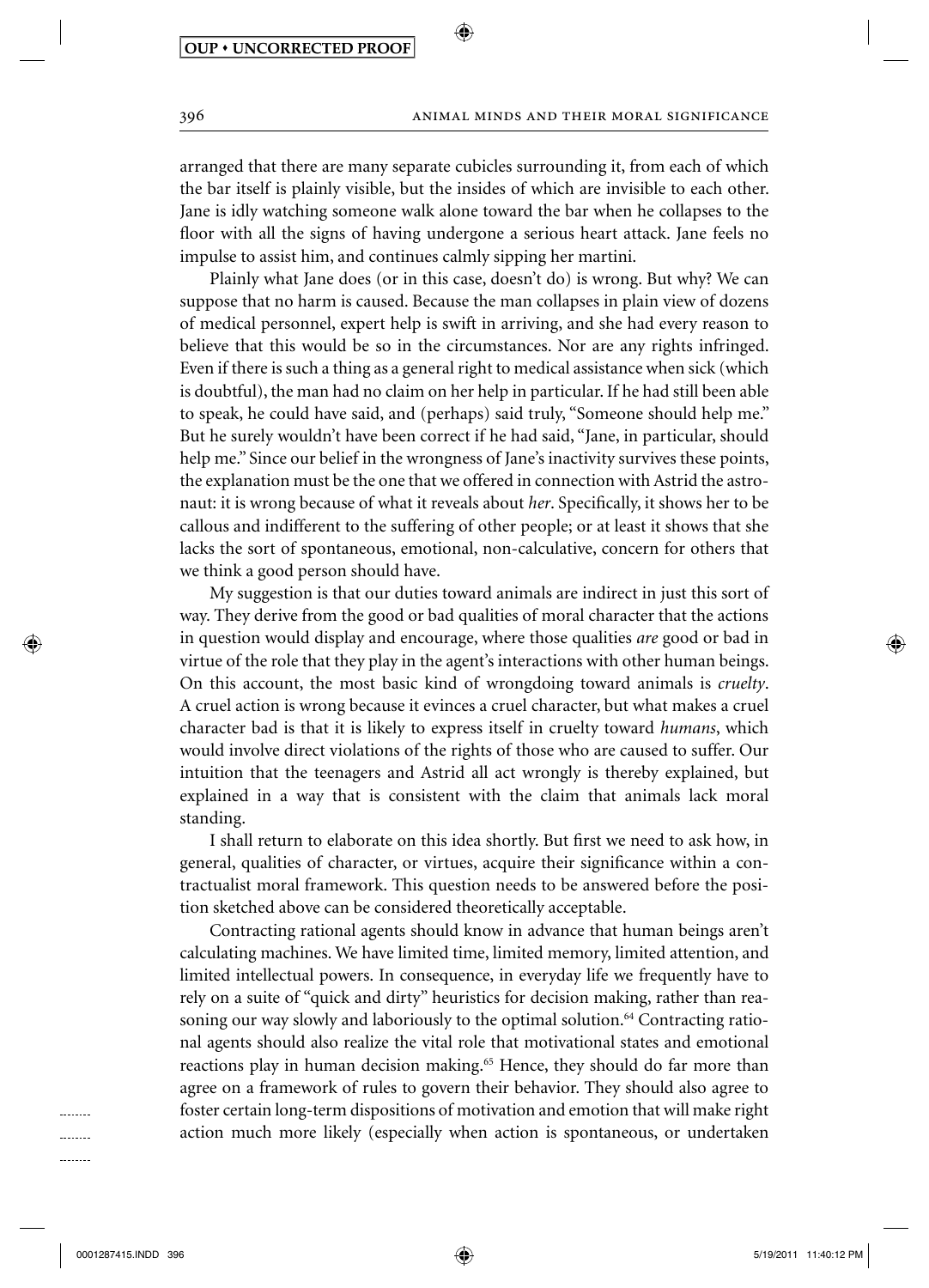arranged that there are many separate cubicles surrounding it, from each of which the bar itself is plainly visible, but the insides of which are invisible to each other. Jane is idly watching someone walk alone toward the bar when he collapses to the floor with all the signs of having undergone a serious heart attack. Jane feels no impulse to assist him, and continues calmly sipping her martini.

Plainly what Jane does (or in this case, doesn't do) is wrong. But why? We can suppose that no harm is caused. Because the man collapses in plain view of dozens of medical personnel, expert help is swift in arriving, and she had every reason to believe that this would be so in the circumstances. Nor are any rights infringed. Even if there is such a thing as a general right to medical assistance when sick (which is doubtful), the man had no claim on her help in particular. If he had still been able to speak, he could have said, and (perhaps) said truly, "Someone should help me." But he surely wouldn't have been correct if he had said, "Jane, in particular, should help me." Since our belief in the wrongness of Jane's inactivity survives these points, the explanation must be the one that we offered in connection with Astrid the astronaut: it is wrong because of what it reveals about *her*. Specifically, it shows her to be callous and indifferent to the suffering of other people; or at least it shows that she lacks the sort of spontaneous, emotional, non-calculative, concern for others that we think a good person should have.

My suggestion is that our duties toward animals are indirect in just this sort of way. They derive from the good or bad qualities of moral character that the actions in question would display and encourage, where those qualities *are* good or bad in virtue of the role that they play in the agent's interactions with other human beings. On this account, the most basic kind of wrongdoing toward animals is *cruelty*. A cruel action is wrong because it evinces a cruel character, but what makes a cruel character bad is that it is likely to express itself in cruelty toward *humans*, which would involve direct violations of the rights of those who are caused to suffer. Our intuition that the teenagers and Astrid all act wrongly is thereby explained, but explained in a way that is consistent with the claim that animals lack moral standing.

I shall return to elaborate on this idea shortly. But first we need to ask how, in general, qualities of character, or virtues, acquire their significance within a contractualist moral framework. This question needs to be answered before the position sketched above can be considered theoretically acceptable.

Contracting rational agents should know in advance that human beings aren't calculating machines. We have limited time, limited memory, limited attention, and limited intellectual powers. In consequence, in everyday life we frequently have to rely on a suite of "quick and dirty" heuristics for decision making, rather than reasoning our way slowly and laboriously to the optimal solution.[64] Contracting rational agents should also realize the vital role that motivational states and emotional reactions play in human decision making.[65] Hence, they should do far more than agree on a framework of rules to govern their behavior. They should also agree to foster certain long-term dispositions of motivation and emotion that will make right action much more likely (especially when action is spontaneous, or undertaken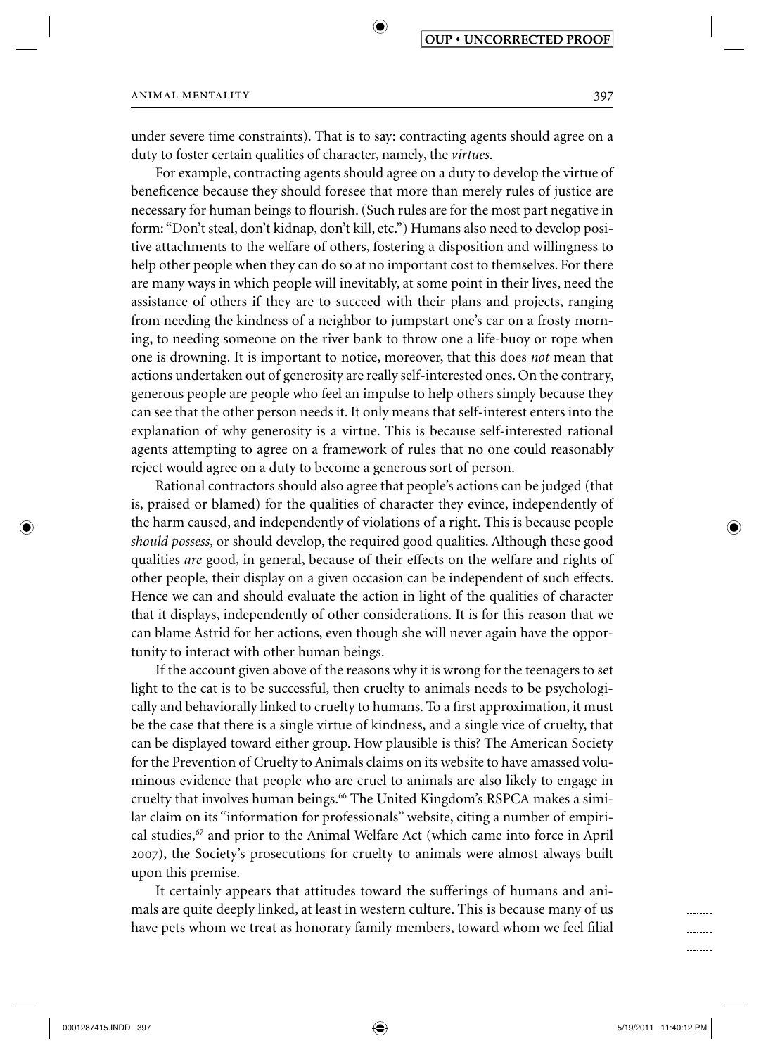under severe time constraints). That is to say: contracting agents should agree on a duty to foster certain qualities of character, namely, the *virtues*.

For example, contracting agents should agree on a duty to develop the virtue of beneficence because they should foresee that more than merely rules of justice are necessary for human beings to flourish. (Such rules are for the most part negative in form: "Don't steal, don't kidnap, don't kill, etc.") Humans also need to develop positive attachments to the welfare of others, fostering a disposition and willingness to help other people when they can do so at no important cost to themselves. For there are many ways in which people will inevitably, at some point in their lives, need the assistance of others if they are to succeed with their plans and projects, ranging from needing the kindness of a neighbor to jumpstart one's car on a frosty morning, to needing someone on the river bank to throw one a life-buoy or rope when one is drowning. It is important to notice, moreover, that this does *not* mean that actions undertaken out of generosity are really self-interested ones. On the contrary, generous people are people who feel an impulse to help others simply because they can see that the other person needs it. It only means that self-interest enters into the explanation of why generosity is a virtue. This is because self-interested rational agents attempting to agree on a framework of rules that no one could reasonably reject would agree on a duty to become a generous sort of person.

Rational contractors should also agree that people's actions can be judged (that is, praised or blamed) for the qualities of character they evince, independently of the harm caused, and independently of violations of a right. This is because people *should possess*, or should develop, the required good qualities. Although these good qualities *are* good, in general, because of their effects on the welfare and rights of other people, their display on a given occasion can be independent of such effects. Hence we can and should evaluate the action in light of the qualities of character that it displays, independently of other considerations. It is for this reason that we can blame Astrid for her actions, even though she will never again have the opportunity to interact with other human beings.

If the account given above of the reasons why it is wrong for the teenagers to set light to the cat is to be successful, then cruelty to animals needs to be psychologically and behaviorally linked to cruelty to humans. To a first approximation, it must be the case that there is a single virtue of kindness, and a single vice of cruelty, that can be displayed toward either group. How plausible is this? The American Society for the Prevention of Cruelty to Animals claims on its website to have amassed voluminous evidence that people who are cruel to animals are also likely to engage in cruelty that involves human beings.[66] The United Kingdom's RSPCA makes a similar claim on its "information for professionals" website, citing a number of empirical studies,[67] and prior to the Animal Welfare Act (which came into force in April 2007), the Society's prosecutions for cruelty to animals were almost always built upon this premise.

It certainly appears that attitudes toward the sufferings of humans and animals are quite deeply linked, at least in western culture. This is because many of us have pets whom we treat as honorary family members, toward whom we feel filial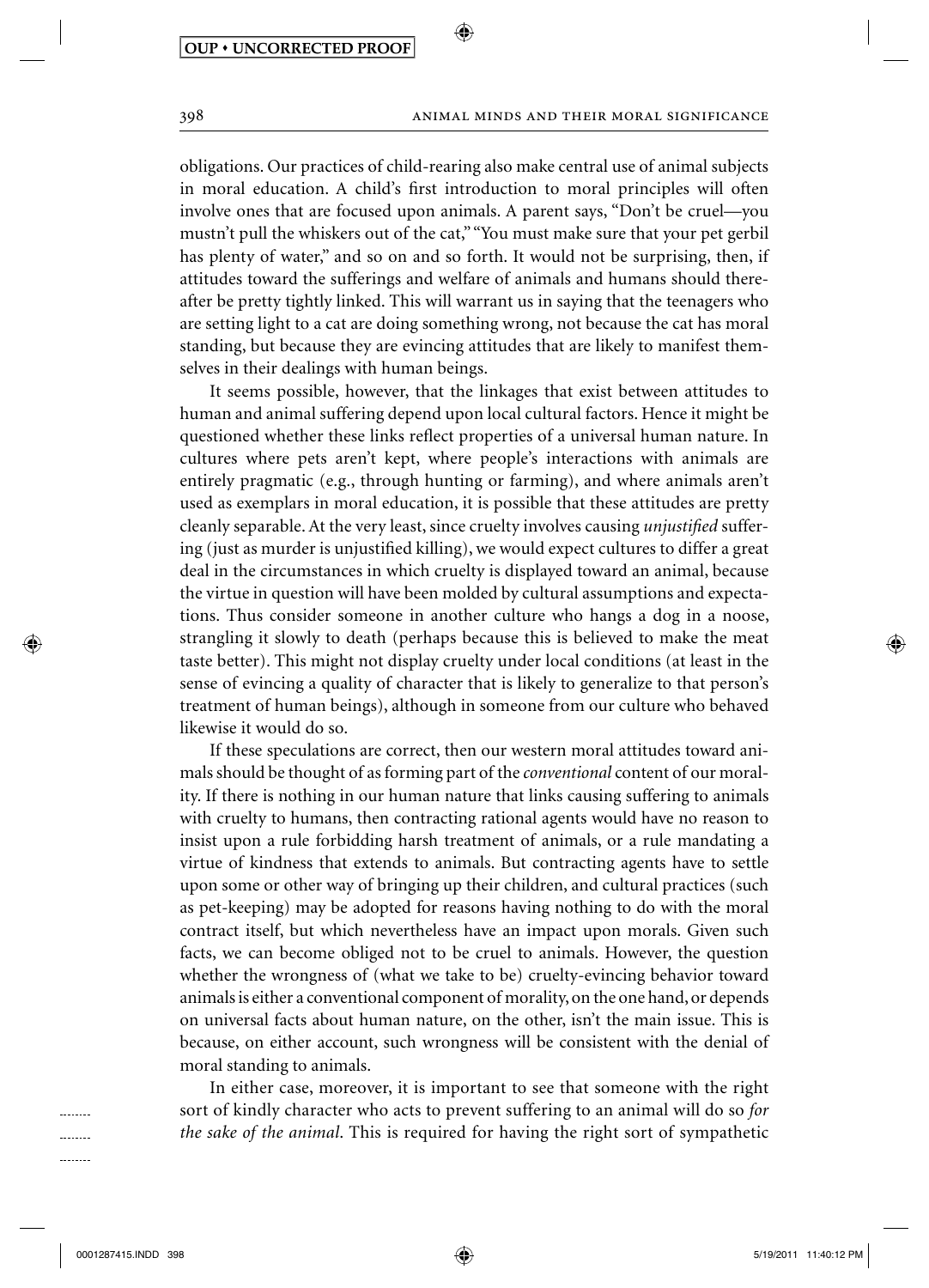obligations. Our practices of child-rearing also make central use of animal subjects in moral education. A child's first introduction to moral principles will often involve ones that are focused upon animals. A parent says, "Don't be cruel—you mustn't pull the whiskers out of the cat," "You must make sure that your pet gerbil has plenty of water," and so on and so forth. It would not be surprising, then, if attitudes toward the sufferings and welfare of animals and humans should thereafter be pretty tightly linked. This will warrant us in saying that the teenagers who are setting light to a cat are doing something wrong, not because the cat has moral standing, but because they are evincing attitudes that are likely to manifest themselves in their dealings with human beings.

It seems possible, however, that the linkages that exist between attitudes to human and animal suffering depend upon local cultural factors. Hence it might be questioned whether these links reflect properties of a universal human nature. In cultures where pets aren't kept, where people's interactions with animals are entirely pragmatic (e.g., through hunting or farming), and where animals aren't used as exemplars in moral education, it is possible that these attitudes are pretty cleanly separable. At the very least, since cruelty involves causing *unjustified* suffering (just as murder is unjustified killing), we would expect cultures to differ a great deal in the circumstances in which cruelty is displayed toward an animal, because the virtue in question will have been molded by cultural assumptions and expectations. Thus consider someone in another culture who hangs a dog in a noose, strangling it slowly to death (perhaps because this is believed to make the meat taste better). This might not display cruelty under local conditions (at least in the sense of evincing a quality of character that is likely to generalize to that person's treatment of human beings), although in someone from our culture who behaved likewise it would do so.

If these speculations are correct, then our western moral attitudes toward animals should be thought of as forming part of the *conventional* content of our morality. If there is nothing in our human nature that links causing suffering to animals with cruelty to humans, then contracting rational agents would have no reason to insist upon a rule forbidding harsh treatment of animals, or a rule mandating a virtue of kindness that extends to animals. But contracting agents have to settle upon some or other way of bringing up their children, and cultural practices (such as pet-keeping) may be adopted for reasons having nothing to do with the moral contract itself, but which nevertheless have an impact upon morals. Given such facts, we can become obliged not to be cruel to animals. However, the question whether the wrongness of (what we take to be) cruelty-evincing behavior toward animals is either a conventional component of morality, on the one hand, or depends on universal facts about human nature, on the other, isn't the main issue. This is because, on either account, such wrongness will be consistent with the denial of moral standing to animals.

In either case, moreover, it is important to see that someone with the right sort of kindly character who acts to prevent suffering to an animal will do so *for the sake of the animal*. This is required for having the right sort of sympathetic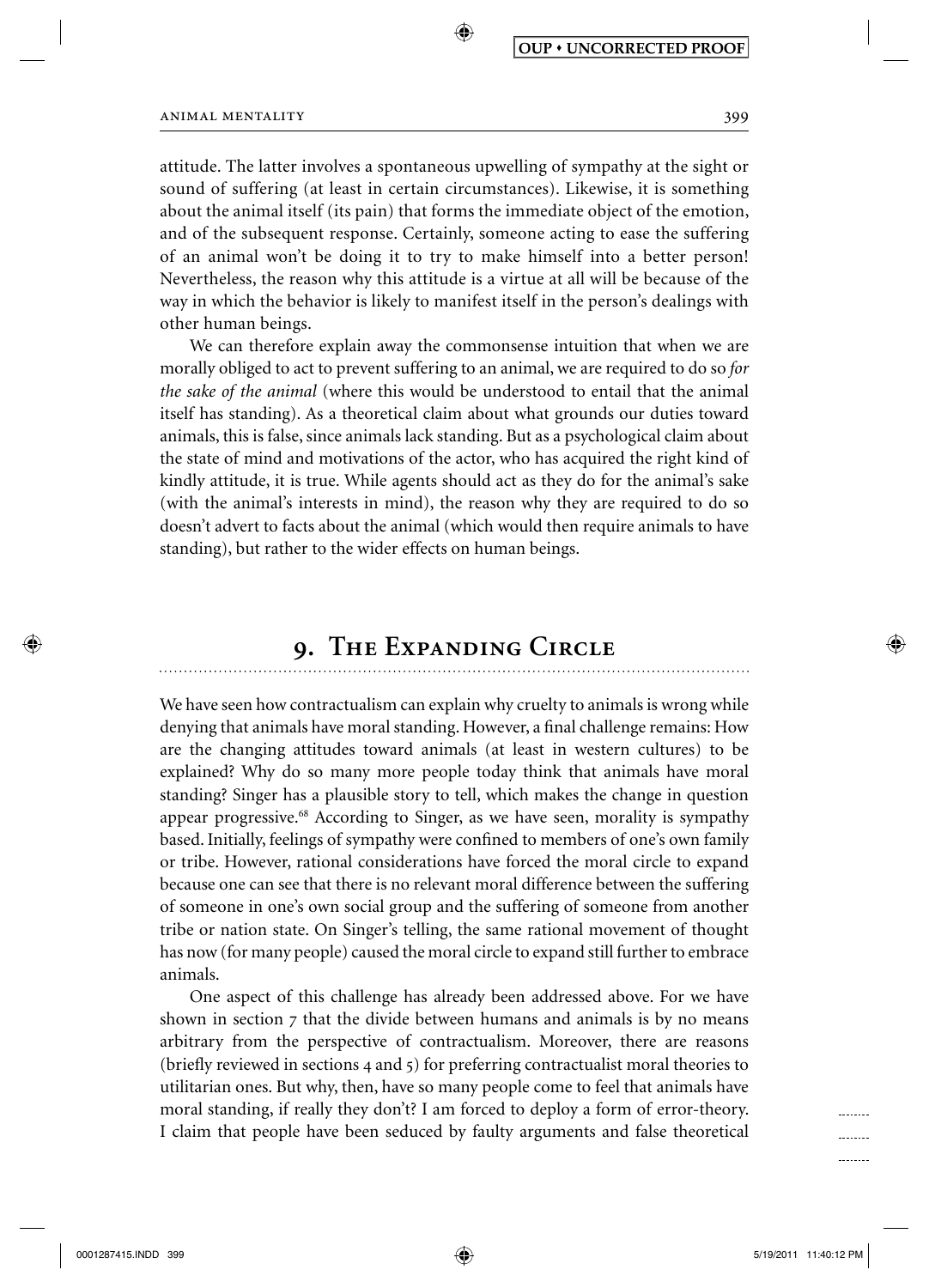attitude. The latter involves a spontaneous upwelling of sympathy at the sight or sound of suffering (at least in certain circumstances). Likewise, it is something about the animal itself (its pain) that forms the immediate object of the emotion, and of the subsequent response. Certainly, someone acting to ease the suffering of an animal won't be doing it to try to make himself into a better person! Nevertheless, the reason why this attitude is a virtue at all will be because of the way in which the behavior is likely to manifest itself in the person's dealings with other human beings.

We can therefore explain away the commonsense intuition that when we are morally obliged to act to prevent suffering to an animal, we are required to do so *for the sake of the animal* (where this would be understood to entail that the animal itself has standing). As a theoretical claim about what grounds our duties toward animals, this is false, since animals lack standing. But as a psychological claim about the state of mind and motivations of the actor, who has acquired the right kind of kindly attitude, it is true. While agents should act as they do for the animal's sake (with the animal's interests in mind), the reason why they are required to do so doesn't advert to facts about the animal (which would then require animals to have standing), but rather to the wider effects on human beings.

## 9. The Expanding Circle

We have seen how contractualism can explain why cruelty to animals is wrong while denying that animals have moral standing. However, a final challenge remains: How are the changing attitudes toward animals (at least in western cultures) to be explained? Why do so many more people today think that animals have moral standing? Singer has a plausible story to tell, which makes the change in question appear progressive.[68] According to Singer, as we have seen, morality is sympathy based. Initially, feelings of sympathy were confined to members of one's own family or tribe. However, rational considerations have forced the moral circle to expand because one can see that there is no relevant moral difference between the suffering of someone in one's own social group and the suffering of someone from another tribe or nation state. On Singer's telling, the same rational movement of thought has now (for many people) caused the moral circle to expand still further to embrace animals.

One aspect of this challenge has already been addressed above. For we have shown in section 7 that the divide between humans and animals is by no means arbitrary from the perspective of contractualism. Moreover, there are reasons (briefly reviewed in sections 4 and 5) for preferring contractualist moral theories to utilitarian ones. But why, then, have so many people come to feel that animals have moral standing, if really they don't? I am forced to deploy a form of error-theory. I claim that people have been seduced by faulty arguments and false theoretical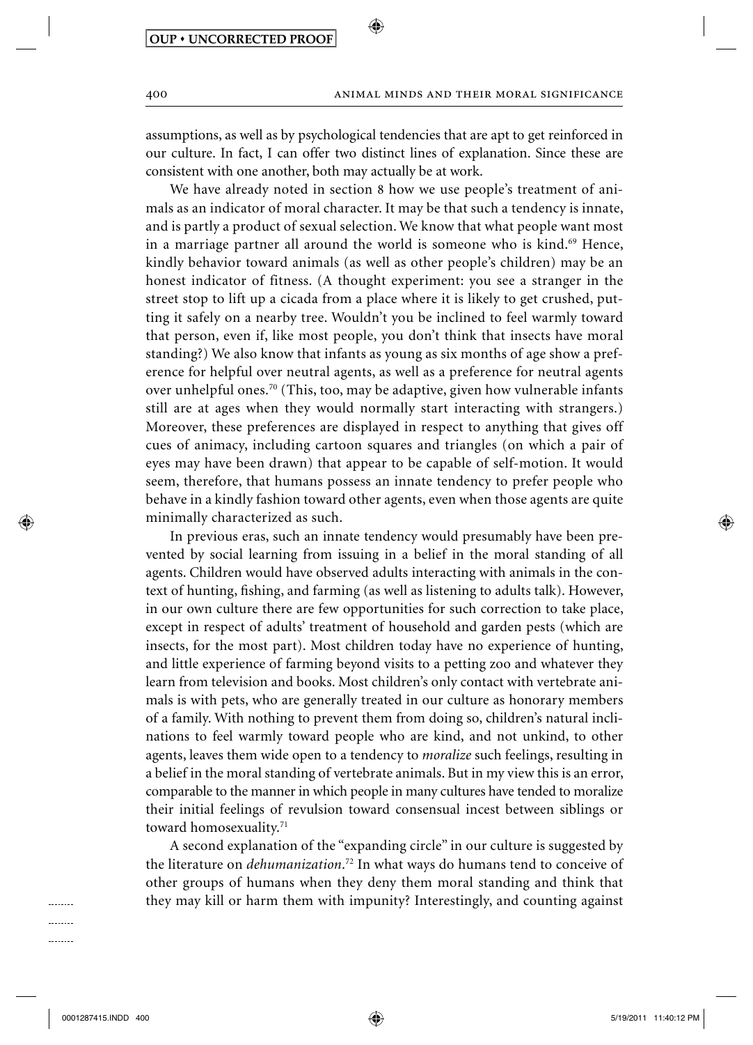assumptions, as well as by psychological tendencies that are apt to get reinforced in our culture. In fact, I can offer two distinct lines of explanation. Since these are consistent with one another, both may actually be at work.

We have already noted in section 8 how we use people's treatment of animals as an indicator of moral character. It may be that such a tendency is innate, and is partly a product of sexual selection. We know that what people want most in a marriage partner all around the world is someone who is kind.[69] Hence, kindly behavior toward animals (as well as other people's children) may be an honest indicator of fitness. (A thought experiment: you see a stranger in the street stop to lift up a cicada from a place where it is likely to get crushed, putting it safely on a nearby tree. Wouldn't you be inclined to feel warmly toward that person, even if, like most people, you don't think that insects have moral standing?) We also know that infants as young as six months of age show a preference for helpful over neutral agents, as well as a preference for neutral agents over unhelpful ones.[70] (This, too, may be adaptive, given how vulnerable infants still are at ages when they would normally start interacting with strangers.) Moreover, these preferences are displayed in respect to anything that gives off cues of animacy, including cartoon squares and triangles (on which a pair of eyes may have been drawn) that appear to be capable of self-motion. It would seem, therefore, that humans possess an innate tendency to prefer people who behave in a kindly fashion toward other agents, even when those agents are quite minimally characterized as such.

In previous eras, such an innate tendency would presumably have been prevented by social learning from issuing in a belief in the moral standing of all agents. Children would have observed adults interacting with animals in the context of hunting, fishing, and farming (as well as listening to adults talk). However, in our own culture there are few opportunities for such correction to take place, except in respect of adults' treatment of household and garden pests (which are insects, for the most part). Most children today have no experience of hunting, and little experience of farming beyond visits to a petting zoo and whatever they learn from television and books. Most children's only contact with vertebrate animals is with pets, who are generally treated in our culture as honorary members of a family. With nothing to prevent them from doing so, children's natural inclinations to feel warmly toward people who are kind, and not unkind, to other agents, leaves them wide open to a tendency to *moralize* such feelings, resulting in a belief in the moral standing of vertebrate animals. But in my view this is an error, comparable to the manner in which people in many cultures have tended to moralize their initial feelings of revulsion toward consensual incest between siblings or toward homosexuality.[71]

A second explanation of the "expanding circle" in our culture is suggested by the literature on *dehumanization*.[72] In what ways do humans tend to conceive of other groups of humans when they deny them moral standing and think that they may kill or harm them with impunity? Interestingly, and counting against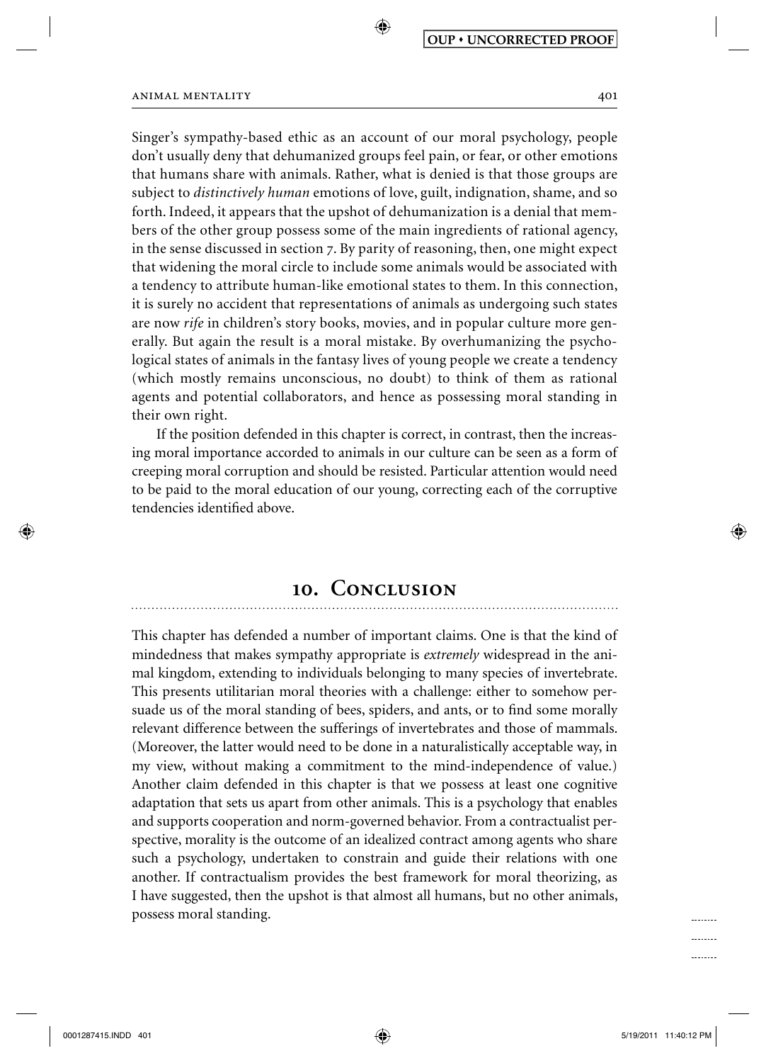Singer's sympathy-based ethic as an account of our moral psychology, people don't usually deny that dehumanized groups feel pain, or fear, or other emotions that humans share with animals. Rather, what is denied is that those groups are subject to *distinctively human* emotions of love, guilt, indignation, shame, and so forth. Indeed, it appears that the upshot of dehumanization is a denial that members of the other group possess some of the main ingredients of rational agency, in the sense discussed in section 7. By parity of reasoning, then, one might expect that widening the moral circle to include some animals would be associated with a tendency to attribute human-like emotional states to them. In this connection, it is surely no accident that representations of animals as undergoing such states are now *rife* in children's story books, movies, and in popular culture more generally. But again the result is a moral mistake. By overhumanizing the psychological states of animals in the fantasy lives of young people we create a tendency (which mostly remains unconscious, no doubt) to think of them as rational agents and potential collaborators, and hence as possessing moral standing in their own right.

If the position defended in this chapter is correct, in contrast, then the increasing moral importance accorded to animals in our culture can be seen as a form of creeping moral corruption and should be resisted. Particular attention would need to be paid to the moral education of our young, correcting each of the corruptive tendencies identified above.

## 10. Conclusion

This chapter has defended a number of important claims. One is that the kind of mindedness that makes sympathy appropriate is *extremely* widespread in the animal kingdom, extending to individuals belonging to many species of invertebrate. This presents utilitarian moral theories with a challenge: either to somehow persuade us of the moral standing of bees, spiders, and ants, or to find some morally relevant difference between the sufferings of invertebrates and those of mammals. (Moreover, the latter would need to be done in a naturalistically acceptable way, in my view, without making a commitment to the mind-independence of value.) Another claim defended in this chapter is that we possess at least one cognitive adaptation that sets us apart from other animals. This is a psychology that enables and supports cooperation and norm-governed behavior. From a contractualist perspective, morality is the outcome of an idealized contract among agents who share such a psychology, undertaken to constrain and guide their relations with one another. If contractualism provides the best framework for moral theorizing, as I have suggested, then the upshot is that almost all humans, but no other animals, possess moral standing.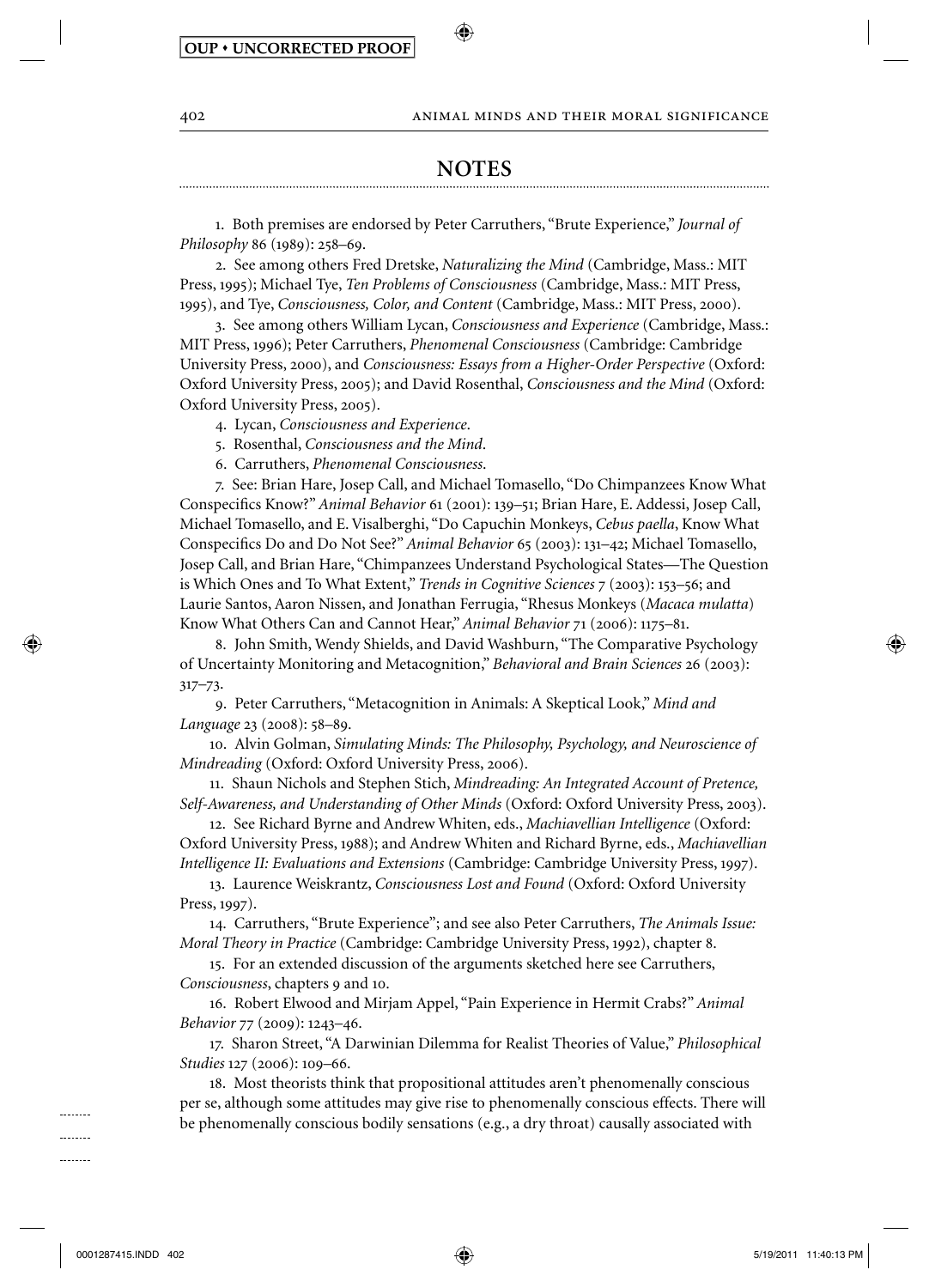## NOTES

1. Both premises are endorsed by Peter Carruthers, "Brute Experience," *Journal of Philosophy* 86 (1989): 258–69.

2. See among others Fred Dretske, *Naturalizing the Mind* (Cambridge, Mass.: MIT Press, 1995); Michael Tye, *Ten Problems of Consciousness* (Cambridge, Mass.: MIT Press, 1995), and Tye, *Consciousness, Color, and Content* (Cambridge, Mass.: MIT Press, 2000).

3. See among others William Lycan, *Consciousness and Experience* (Cambridge, Mass.: MIT Press, 1996); Peter Carruthers, *Phenomenal Consciousness* (Cambridge: Cambridge University Press, 2000), and *Consciousness: Essays from a Higher-Order Perspective* (Oxford: Oxford University Press, 2005); and David Rosenthal, *Consciousness and the Mind* (Oxford: Oxford University Press, 2005).

4. Lycan, *Consciousness and Experience*.

5. Rosenthal, *Consciousness and the Mind*.

6. Carruthers, *Phenomenal Consciousness*.

7. See: Brian Hare, Josep Call, and Michael Tomasello, "Do Chimpanzees Know What Conspecifics Know?" *Animal Behavior* 61 (2001): 139–51; Brian Hare, E. Addessi, Josep Call, Michael Tomasello, and E. Visalberghi, "Do Capuchin Monkeys, *Cebus paella*, Know What Conspecifics Do and Do Not See?" *Animal Behavior* 65 (2003): 131–42; Michael Tomasello, Josep Call, and Brian Hare, "Chimpanzees Understand Psychological States—The Question is Which Ones and To What Extent," *Trends in Cognitive Sciences* 7 (2003): 153–56; and Laurie Santos, Aaron Nissen, and Jonathan Ferrugia, "Rhesus Monkeys (*Macaca mulatta*) Know What Others Can and Cannot Hear," *Animal Behavior* 71 (2006): 1175–81.

8. John Smith, Wendy Shields, and David Washburn, "The Comparative Psychology of Uncertainty Monitoring and Metacognition," *Behavioral and Brain Sciences* 26 (2003): 317–73.

9. Peter Carruthers, "Metacognition in Animals: A Skeptical Look," *Mind and Language* 23 (2008): 58–89.

10. Alvin Golman, *Simulating Minds: The Philosophy, Psychology, and Neuroscience of Mindreading* (Oxford: Oxford University Press, 2006).

11. Shaun Nichols and Stephen Stich, *Mindreading: An Integrated Account of Pretence, Self-Awareness, and Understanding of Other Minds* (Oxford: Oxford University Press, 2003).

12. See Richard Byrne and Andrew Whiten, eds., *Machiavellian Intelligence* (Oxford: Oxford University Press, 1988); and Andrew Whiten and Richard Byrne, eds., *Machiavellian Intelligence II: Evaluations and Extensions* (Cambridge: Cambridge University Press, 1997).

13. Laurence Weiskrantz, *Consciousness Lost and Found* (Oxford: Oxford University Press, 1997).

14. Carruthers, "Brute Experience"; and see also Peter Carruthers, *The Animals Issue: Moral Theory in Practice* (Cambridge: Cambridge University Press, 1992), chapter 8.

15. For an extended discussion of the arguments sketched here see Carruthers, *Consciousness*, chapters 9 and 10.

16. Robert Elwood and Mirjam Appel, "Pain Experience in Hermit Crabs?" *Animal Behavior* 77 (2009): 1243–46.

17. Sharon Street, "A Darwinian Dilemma for Realist Theories of Value," *Philosophical Studies* 127 (2006): 109–66.

18. Most theorists think that propositional attitudes aren't phenomenally conscious per se, although some attitudes may give rise to phenomenally conscious effects. There will be phenomenally conscious bodily sensations (e.g., a dry throat) causally associated with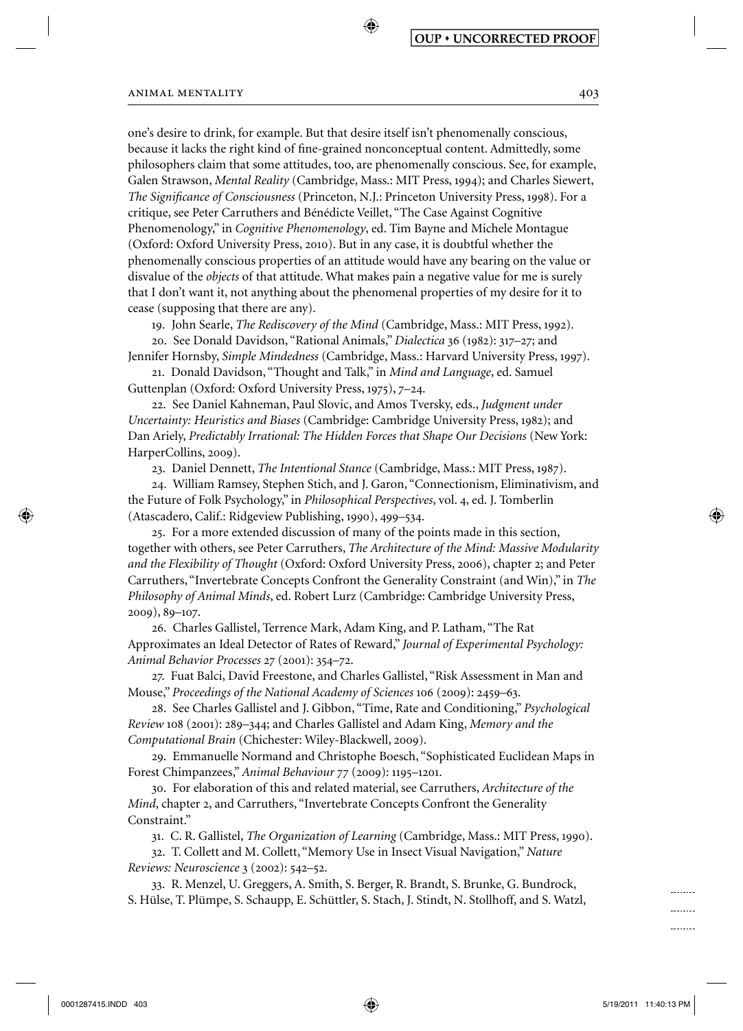one's desire to drink, for example. But that desire itself isn't phenomenally conscious, because it lacks the right kind of fine-grained nonconceptual content. Admittedly, some philosophers claim that some attitudes, too, are phenomenally conscious. See, for example, Galen Strawson, *Mental Reality* (Cambridge, Mass.: MIT Press, 1994); and Charles Siewert, *The Significance of Consciousness* (Princeton, N.J.: Princeton University Press, 1998). For a critique, see Peter Carruthers and Bénédicte Veillet, "The Case Against Cognitive Phenomenology," in *Cognitive Phenomenology*, ed. Tim Bayne and Michele Montague (Oxford: Oxford University Press, 2010). But in any case, it is doubtful whether the phenomenally conscious properties of an attitude would have any bearing on the value or disvalue of the *objects* of that attitude. What makes pain a negative value for me is surely that I don't want it, not anything about the phenomenal properties of my desire for it to cease (supposing that there are any).

19. John Searle, *The Rediscovery of the Mind* (Cambridge, Mass.: MIT Press, 1992).

20. See Donald Davidson, "Rational Animals," *Dialectica* 36 (1982): 317–27; and Jennifer Hornsby, *Simple Mindedness* (Cambridge, Mass.: Harvard University Press, 1997).

21. Donald Davidson, "Thought and Talk," in *Mind and Language*, ed. Samuel Guttenplan (Oxford: Oxford University Press, 1975), 7–24.

22. See Daniel Kahneman, Paul Slovic, and Amos Tversky, eds., *Judgment under Uncertainty: Heuristics and Biases* (Cambridge: Cambridge University Press, 1982); and Dan Ariely, *Predictably Irrational: The Hidden Forces that Shape Our Decisions* (New York: HarperCollins, 2009).

23. Daniel Dennett, *The Intentional Stance* (Cambridge, Mass.: MIT Press, 1987).

24. William Ramsey, Stephen Stich, and J. Garon, "Connectionism, Eliminativism, and the Future of Folk Psychology," in *Philosophical Perspectives*, vol. 4, ed. J. Tomberlin (Atascadero, Calif.: Ridgeview Publishing, 1990), 499–534.

25. For a more extended discussion of many of the points made in this section, together with others, see Peter Carruthers, *The Architecture of the Mind: Massive Modularity and the Flexibility of Thought* (Oxford: Oxford University Press, 2006), chapter 2; and Peter Carruthers, "Invertebrate Concepts Confront the Generality Constraint (and Win)," in *The Philosophy of Animal Minds*, ed. Robert Lurz (Cambridge: Cambridge University Press, 2009), 89–107.

26. Charles Gallistel, Terrence Mark, Adam King, and P. Latham, "The Rat Approximates an Ideal Detector of Rates of Reward," *Journal of Experimental Psychology: Animal Behavior Processes* 27 (2001): 354–72.

27. Fuat Balci, David Freestone, and Charles Gallistel, "Risk Assessment in Man and Mouse," *Proceedings of the National Academy of Sciences* 106 (2009): 2459–63.

28. See Charles Gallistel and J. Gibbon, "Time, Rate and Conditioning," *Psychological Review* 108 (2001): 289–344; and Charles Gallistel and Adam King, *Memory and the Computational Brain* (Chichester: Wiley-Blackwell, 2009).

29. Emmanuelle Normand and Christophe Boesch, "Sophisticated Euclidean Maps in Forest Chimpanzees," *Animal Behaviour* 77 (2009): 1195–1201.

30. For elaboration of this and related material, see Carruthers, *Architecture of the Mind*, chapter 2, and Carruthers, "Invertebrate Concepts Confront the Generality Constraint."

31. C. R. Gallistel, *The Organization of Learning* (Cambridge, Mass.: MIT Press, 1990).

32. T. Collett and M. Collett, "Memory Use in Insect Visual Navigation," *Nature Reviews: Neuroscience* 3 (2002): 542–52.

33. R. Menzel, U. Greggers, A. Smith, S. Berger, R. Brandt, S. Brunke, G. Bundrock, S. Hülse, T. Plümpe, S. Schaupp, E. Schüttler, S. Stach, J. Stindt, N. Stollhoff, and S. Watzl,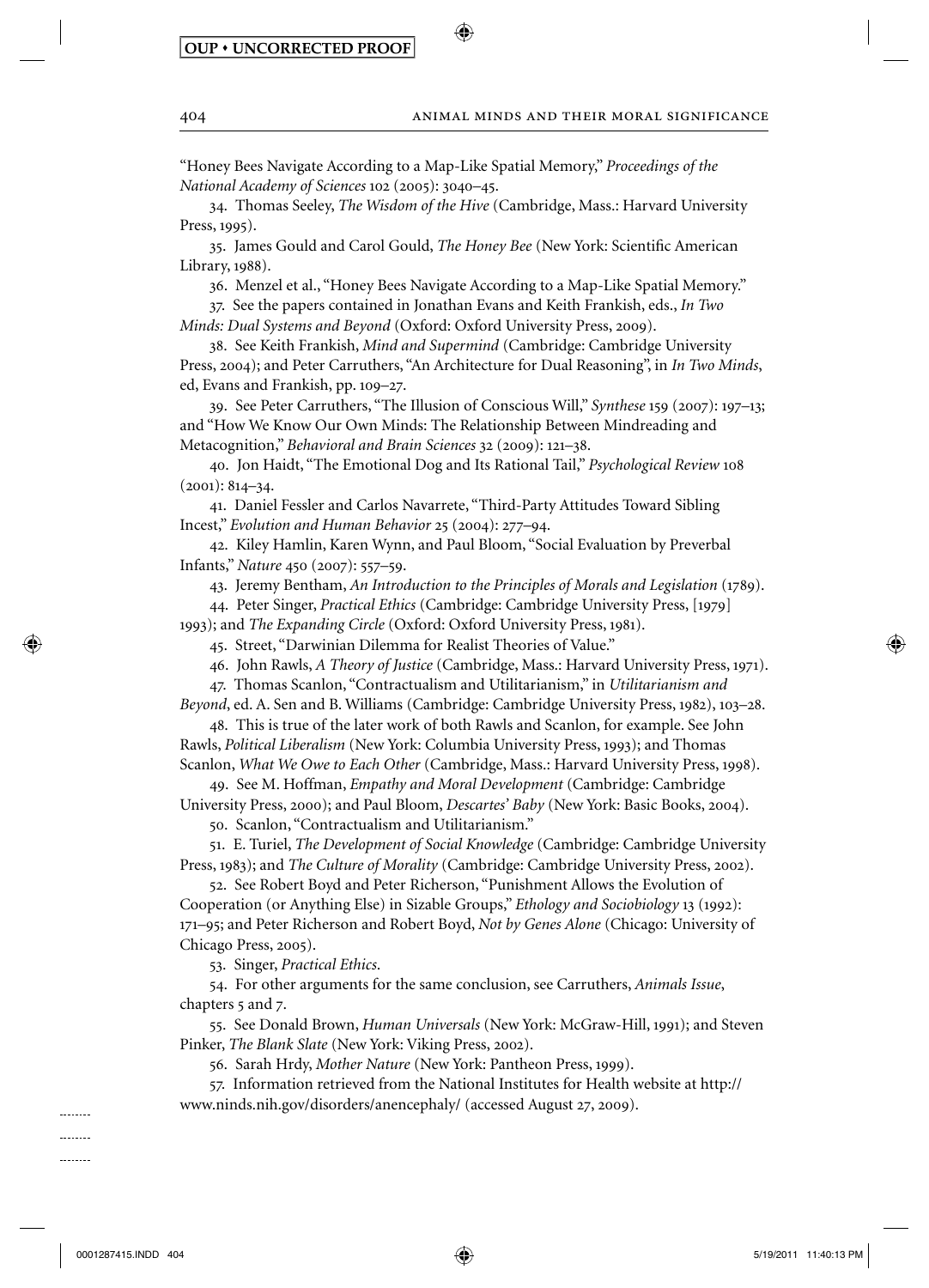"Honey Bees Navigate According to a Map-Like Spatial Memory," *Proceedings of the National Academy of Sciences* 102 (2005): 3040–45.

34. Thomas Seeley, *The Wisdom of the Hive* (Cambridge, Mass.: Harvard University Press, 1995).

35. James Gould and Carol Gould, *The Honey Bee* (New York: Scientific American Library, 1988).

36. Menzel et al., "Honey Bees Navigate According to a Map-Like Spatial Memory."

37. See the papers contained in Jonathan Evans and Keith Frankish, eds., *In Two Minds: Dual Systems and Beyond* (Oxford: Oxford University Press, 2009).

38. See Keith Frankish, *Mind and Supermind* (Cambridge: Cambridge University Press, 2004); and Peter Carruthers, "An Architecture for Dual Reasoning", in *In Two Minds*, ed, Evans and Frankish, pp. 109–27.

39. See Peter Carruthers, "The Illusion of Conscious Will," *Synthese* 159 (2007): 197–13; and "How We Know Our Own Minds: The Relationship Between Mindreading and Metacognition," *Behavioral and Brain Sciences* 32 (2009): 121–38.

40. Jon Haidt, "The Emotional Dog and Its Rational Tail," *Psychological Review* 108 (2001): 814–34.

41. Daniel Fessler and Carlos Navarrete, "Third-Party Attitudes Toward Sibling Incest," *Evolution and Human Behavior* 25 (2004): 277–94.

42. Kiley Hamlin, Karen Wynn, and Paul Bloom, "Social Evaluation by Preverbal Infants," *Nature* 450 (2007): 557–59.

43. Jeremy Bentham, *An Introduction to the Principles of Morals and Legislation* (1789).

44. Peter Singer, *Practical Ethics* (Cambridge: Cambridge University Press, [1979] 1993); and *The Expanding Circle* (Oxford: Oxford University Press, 1981).

45. Street, "Darwinian Dilemma for Realist Theories of Value."

46. John Rawls, *A Theory of Justice* (Cambridge, Mass.: Harvard University Press, 1971).

47. Thomas Scanlon, "Contractualism and Utilitarianism," in *Utilitarianism and Beyond*, ed. A. Sen and B. Williams (Cambridge: Cambridge University Press, 1982), 103–28.

48. This is true of the later work of both Rawls and Scanlon, for example. See John Rawls, *Political Liberalism* (New York: Columbia University Press, 1993); and Thomas Scanlon, *What We Owe to Each Other* (Cambridge, Mass.: Harvard University Press, 1998).

49. See M. Hoffman, *Empathy and Moral Development* (Cambridge: Cambridge University Press, 2000); and Paul Bloom, *Descartes' Baby* (New York: Basic Books, 2004).

50. Scanlon, "Contractualism and Utilitarianism."

51. E. Turiel, *The Development of Social Knowledge* (Cambridge: Cambridge University Press, 1983); and *The Culture of Morality* (Cambridge: Cambridge University Press, 2002).

52. See Robert Boyd and Peter Richerson, "Punishment Allows the Evolution of Cooperation (or Anything Else) in Sizable Groups," *Ethology and Sociobiology* 13 (1992): 171–95; and Peter Richerson and Robert Boyd, *Not by Genes Alone* (Chicago: University of Chicago Press, 2005).

53. Singer, *Practical Ethics*.

54. For other arguments for the same conclusion, see Carruthers, *Animals Issue*, chapters 5 and 7.

55. See Donald Brown, *Human Universals* (New York: McGraw-Hill, 1991); and Steven Pinker, *The Blank Slate* (New York: Viking Press, 2002).

56. Sarah Hrdy, *Mother Nature* (New York: Pantheon Press, 1999).

57. Information retrieved from the National Institutes for Health website at http://www.ninds.nih.gov/disorders/anencephaly/ (accessed August 27, 2009).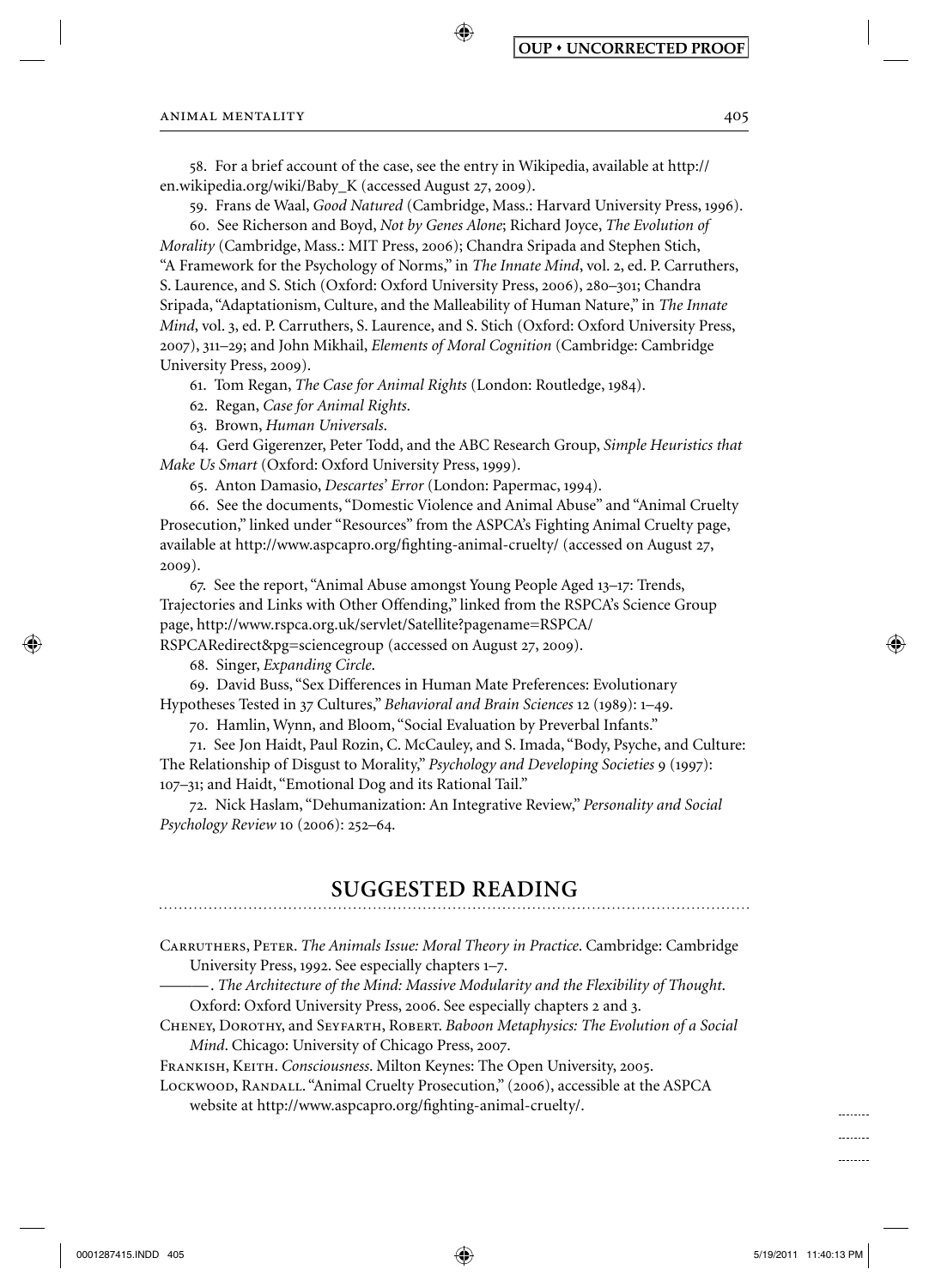58. For a brief account of the case, see the entry in Wikipedia, available at http://en.wikipedia.org/wiki/Baby_K (accessed August 27, 2009).

59. Frans de Waal, *Good Natured* (Cambridge, Mass.: Harvard University Press, 1996).

60. See Richerson and Boyd, *Not by Genes Alone*; Richard Joyce, *The Evolution of Morality* (Cambridge, Mass.: MIT Press, 2006); Chandra Sripada and Stephen Stich, "A Framework for the Psychology of Norms," in *The Innate Mind*, vol. 2, ed. P. Carruthers, S. Laurence, and S. Stich (Oxford: Oxford University Press, 2006), 280–301; Chandra Sripada, "Adaptationism, Culture, and the Malleability of Human Nature," in *The Innate Mind*, vol. 3, ed. P. Carruthers, S. Laurence, and S. Stich (Oxford: Oxford University Press, 2007), 311–29; and John Mikhail, *Elements of Moral Cognition* (Cambridge: Cambridge University Press, 2009).

61. Tom Regan, *The Case for Animal Rights* (London: Routledge, 1984).

62. Regan, *Case for Animal Rights*.

63. Brown, *Human Universals*.

64. Gerd Gigerenzer, Peter Todd, and the ABC Research Group, *Simple Heuristics that Make Us Smart* (Oxford: Oxford University Press, 1999).

65. Anton Damasio, *Descartes' Error* (London: Papermac, 1994).

66. See the documents, "Domestic Violence and Animal Abuse" and "Animal Cruelty Prosecution," linked under "Resources" from the ASPCA's Fighting Animal Cruelty page, available at http://www.aspcapro.org/fighting-animal-cruelty/ (accessed on August 27, 2009).

67. See the report, "Animal Abuse amongst Young People Aged 13–17: Trends, Trajectories and Links with Other Offending," linked from the RSPCA's Science Group page, http://www.rspca.org.uk/servlet/Satellite?pagename=RSPCA/RSPCARedirect&pg=sciencegroup (accessed on August 27, 2009).

68. Singer, *Expanding Circle*.

69. David Buss, "Sex Differences in Human Mate Preferences: Evolutionary Hypotheses Tested in 37 Cultures," *Behavioral and Brain Sciences* 12 (1989): 1–49.

70. Hamlin, Wynn, and Bloom, "Social Evaluation by Preverbal Infants."

71. See Jon Haidt, Paul Rozin, C. McCauley, and S. Imada, "Body, Psyche, and Culture: The Relationship of Disgust to Morality," *Psychology and Developing Societies* 9 (1997): 107–31; and Haidt, "Emotional Dog and its Rational Tail."

72. Nick Haslam, "Dehumanization: An Integrative Review," *Personality and Social Psychology Review* 10 (2006): 252–64.

## SUGGESTED READING

Carruthers, Peter. *The Animals Issue: Moral Theory in Practice*. Cambridge: Cambridge University Press, 1992. See especially chapters 1–7.

———. *The Architecture of the Mind: Massive Modularity and the Flexibility of Thought*. Oxford: Oxford University Press, 2006. See especially chapters 2 and 3.

Cheney, Dorothy, and Seyfarth, Robert. *Baboon Metaphysics: The Evolution of a Social Mind*. Chicago: University of Chicago Press, 2007.

Frankish, Keith. *Consciousness*. Milton Keynes: The Open University, 2005.

Lockwood, Randall. "Animal Cruelty Prosecution," (2006), accessible at the ASPCA website at http://www.aspcapro.org/fighting-animal-cruelty/.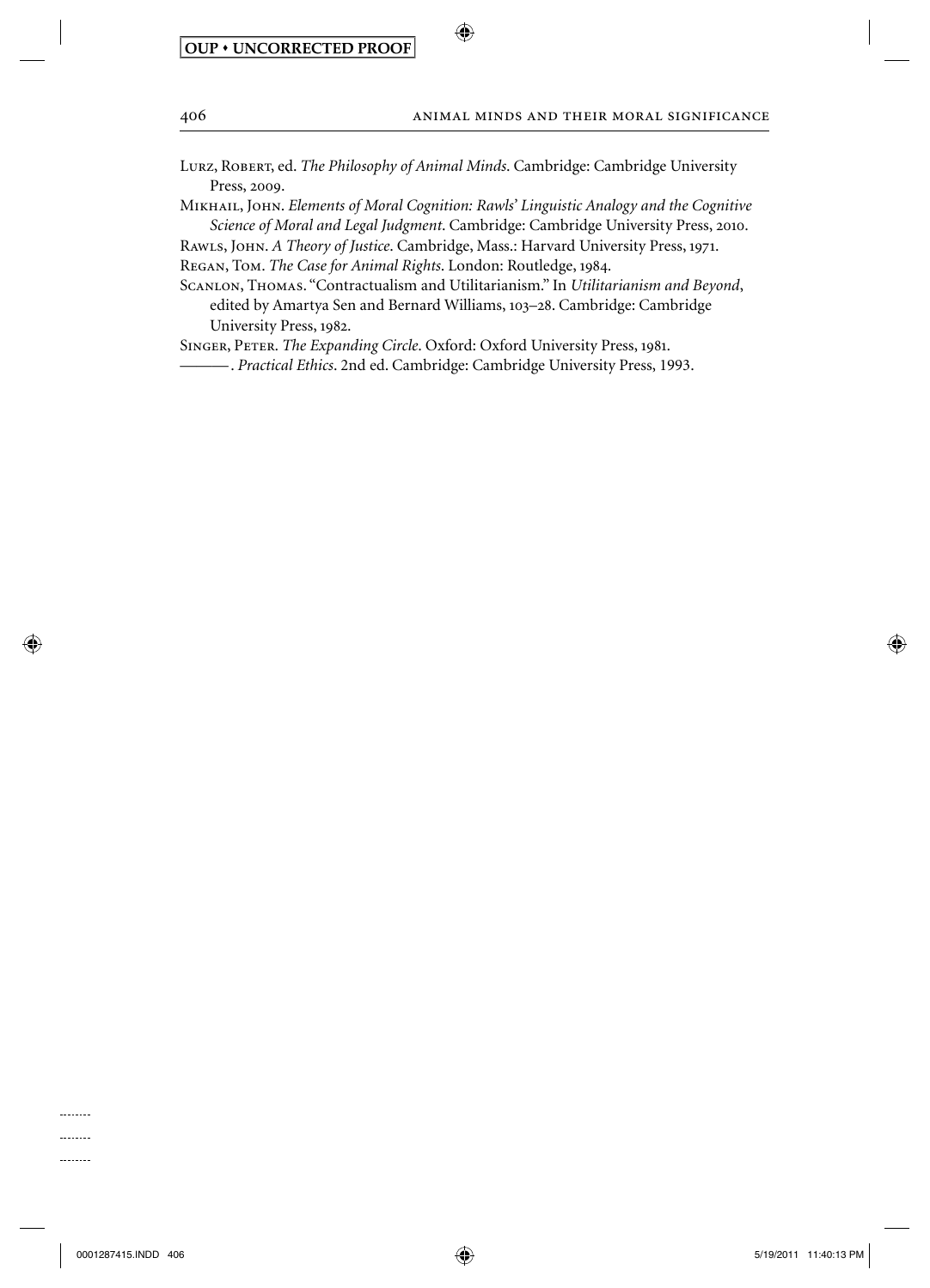Lurz, Robert, ed. *The Philosophy of Animal Minds*. Cambridge: Cambridge University Press, 2009.

Mikhail, John. *Elements of Moral Cognition: Rawls' Linguistic Analogy and the Cognitive Science of Moral and Legal Judgment*. Cambridge: Cambridge University Press, 2010.

Rawls, John. *A Theory of Justice*. Cambridge, Mass.: Harvard University Press, 1971.

Regan, Tom. *The Case for Animal Rights*. London: Routledge, 1984.

Scanlon, Thomas. "Contractualism and Utilitarianism." In *Utilitarianism and Beyond*, edited by Amartya Sen and Bernard Williams, 103–28. Cambridge: Cambridge University Press, 1982.

Singer, Peter. *The Expanding Circle*. Oxford: Oxford University Press, 1981.

———. *Practical Ethics*. 2nd ed. Cambridge: Cambridge University Press, 1993.